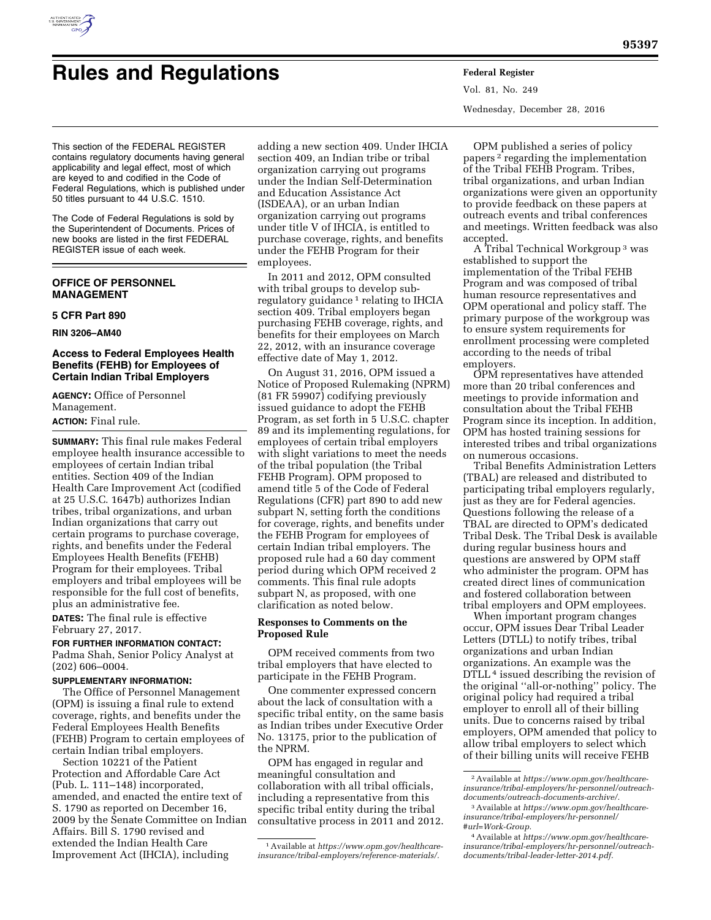# Rules and Regulations

This section of the FEDERAL REGISTER contains regulatory documents having general applicability and legal effect, most of which are keyed to and codified in the Code of Federal Regulations, which is published under 50 titles pursuant to 44 U.S.C. 1510.

The Code of Federal Regulations is sold by the Superintendent of Documents. Prices of new books are listed in the first FEDERAL REGISTER issue of each week.

## OFFICE OF PERSONNEL MANAGEMENT

### 5 CFR Part 890

**RIN 3206–AM40**

### Access to Federal Employees Health Benefits (FEHB) for Employees of Certain Indian Tribal Employers

**AGENCY:** Office of Personnel Management.

**ACTION:** Final rule.

**SUMMARY:** This final rule makes Federal employee health insurance accessible to employees of certain Indian tribal entities. Section 409 of the Indian Health Care Improvement Act (codified at 25 U.S.C. 1647b) authorizes Indian tribes, tribal organizations, and urban Indian organizations that carry out certain programs to purchase coverage, rights, and benefits under the Federal Employees Health Benefits (FEHB) Program for their employees. Tribal employers and tribal employees will be responsible for the full cost of benefits, plus an administrative fee.

**DATES:** The final rule is effective February 27, 2017.

**FOR FURTHER INFORMATION CONTACT:** Padma Shah, Senior Policy Analyst at (202) 606–0004.

**SUPPLEMENTARY INFORMATION:**

The Office of Personnel Management (OPM) is issuing a final rule to extend coverage, rights, and benefits under the Federal Employees Health Benefits (FEHB) Program to certain employees of certain Indian tribal employers.

Section 10221 of the Patient Protection and Affordable Care Act (Pub. L. 111–148) incorporated, amended, and enacted the entire text of S. 1790 as reported on December 16, 2009 by the Senate Committee on Indian Affairs. Bill S. 1790 revised and extended the Indian Health Care Improvement Act (IHCIA), including adding a new section 409. Under IHCIA section 409, an Indian tribe or tribal organization carrying out programs under the Indian Self-Determination and Education Assistance Act (ISDEAA), or an urban Indian organization carrying out programs under title V of IHCIA, is entitled to purchase coverage, rights, and benefits under the FEHB Program for their employees.

In 2011 and 2012, OPM consulted with tribal groups to develop sub-regulatory guidance [1] relating to IHCIA section 409. Tribal employers began purchasing FEHB coverage, rights, and benefits for their employees on March 22, 2012, with an insurance coverage effective date of May 1, 2012.

On August 31, 2016, OPM issued a Notice of Proposed Rulemaking (NPRM) (81 FR 59907) codifying previously issued guidance to adopt the FEHB Program, as set forth in 5 U.S.C. chapter 89 and its implementing regulations, for employees of certain tribal employers with slight variations to meet the needs of the tribal population (the Tribal FEHB Program). OPM proposed to amend title 5 of the Code of Federal Regulations (CFR) part 890 to add new subpart N, setting forth the conditions for coverage, rights, and benefits under the FEHB Program for employees of certain Indian tribal employers. The proposed rule had a 60 day comment period during which OPM received 2 comments. This final rule adopts subpart N, as proposed, with one clarification as noted below.

**Responses to Comments on the Proposed Rule**

OPM received comments from two tribal employers that have elected to participate in the FEHB Program.

One commenter expressed concern about the lack of consultation with a specific tribal entity, on the same basis as Indian tribes under Executive Order No. 13175, prior to the publication of the NPRM.

OPM has engaged in regular and meaningful consultation and collaboration with all tribal officials, including a representative from this specific tribal entity during the tribal consultative process in 2011 and 2012.

OPM published a series of policy papers [2] regarding the implementation of the Tribal FEHB Program. Tribes, tribal organizations, and urban Indian organizations were given an opportunity to provide feedback on these papers at outreach events and tribal conferences and meetings. Written feedback was also accepted.

A Tribal Technical Workgroup [3] was established to support the implementation of the Tribal FEHB Program and was composed of tribal human resource representatives and OPM operational and policy staff. The primary purpose of the workgroup was to ensure system requirements for enrollment processing were completed according to the needs of tribal employers.

OPM representatives have attended more than 20 tribal conferences and meetings to provide information and consultation about the Tribal FEHB Program since its inception. In addition, OPM has hosted training sessions for interested tribes and tribal organizations on numerous occasions.

Tribal Benefits Administration Letters (TBAL) are released and distributed to participating tribal employers regularly, just as they are for Federal agencies. Questions following the release of a TBAL are directed to OPM's dedicated Tribal Desk. The Tribal Desk is available during regular business hours and questions are answered by OPM staff who administer the program. OPM has created direct lines of communication and fostered collaboration between tribal employers and OPM employees.

When important program changes occur, OPM issues Dear Tribal Leader Letters (DTLL) to notify tribes, tribal organizations and urban Indian organizations. An example was the DTLL [4] issued describing the revision of the original "all-or-nothing" policy. The original policy had required a tribal employer to enroll all of their billing units. Due to concerns raised by tribal employers, OPM amended that policy to allow tribal employers to select which of their billing units will receive FEHB

---

[1] Available at *https://www.opm.gov/healthcare-insurance/tribal-employers/reference-materials/*.

[2] Available at *https://www.opm.gov/healthcare-insurance/tribal-employers/hr-personnel/outreach-documents/outreach-documents-archive/*.

[3] Available at *https://www.opm.gov/healthcare-insurance/tribal-employers/hr-personnel/#url=Work-Group*.

[4] Available at *https://www.opm.gov/healthcare-insurance/tribal-employers/hr-personnel/outreach-documents/tribal-leader-letter-2014.pdf*.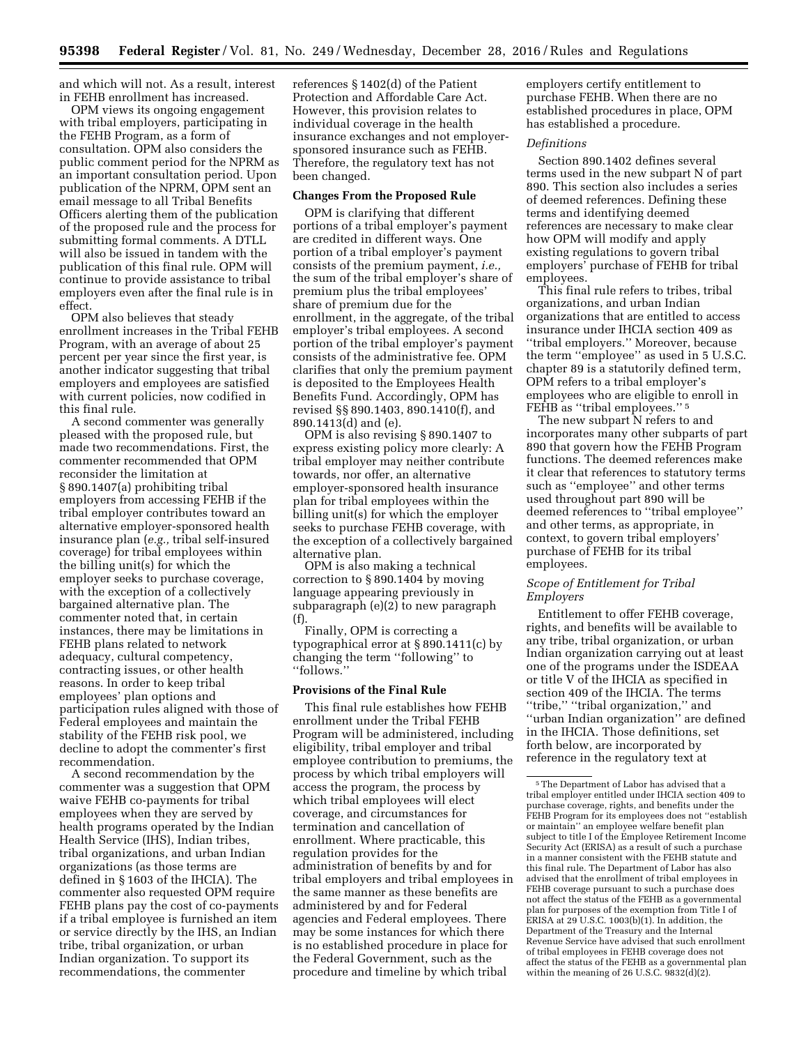and which will not. As a result, interest in FEHB enrollment has increased.

OPM views its ongoing engagement with tribal employers, participating in the FEHB Program, as a form of consultation. OPM also considers the public comment period for the NPRM as an important consultation period. Upon publication of the NPRM, OPM sent an email message to all Tribal Benefits Officers alerting them of the publication of the proposed rule and the process for submitting formal comments. A DTLL will also be issued in tandem with the publication of this final rule. OPM will continue to provide assistance to tribal employers even after the final rule is in effect.

OPM also believes that steady enrollment increases in the Tribal FEHB Program, with an average of about 25 percent per year since the first year, is another indicator suggesting that tribal employers and employees are satisfied with current policies, now codified in this final rule.

A second commenter was generally pleased with the proposed rule, but made two recommendations. First, the commenter recommended that OPM reconsider the limitation at § 890.1407(a) prohibiting tribal employers from accessing FEHB if the tribal employer contributes toward an alternative employer-sponsored health insurance plan (*e.g.,* tribal self-insured coverage) for tribal employees within the billing unit(s) for which the employer seeks to purchase coverage, with the exception of a collectively bargained alternative plan. The commenter noted that, in certain instances, there may be limitations in FEHB plans related to network adequacy, cultural competency, contracting issues, or other health reasons. In order to keep tribal employees' plan options and participation rules aligned with those of Federal employees and maintain the stability of the FEHB risk pool, we decline to adopt the commenter's first recommendation.

A second recommendation by the commenter was a suggestion that OPM waive FEHB co-payments for tribal employees when they are served by health programs operated by the Indian Health Service (IHS), Indian tribes, tribal organizations, and urban Indian organizations (as those terms are defined in § 1603 of the IHCIA). The commenter also requested OPM require FEHB plans pay the cost of co-payments if a tribal employee is furnished an item or service directly by the IHS, an Indian tribe, tribal organization, or urban Indian organization. To support its recommendations, the commenter references § 1402(d) of the Patient Protection and Affordable Care Act. However, this provision relates to individual coverage in the health insurance exchanges and not employer-sponsored insurance such as FEHB. Therefore, the regulatory text has not been changed.

**Changes From the Proposed Rule**

OPM is clarifying that different portions of a tribal employer's payment are credited in different ways. One portion of a tribal employer's payment consists of the premium payment, *i.e.,* the sum of the tribal employer's share of premium plus the tribal employees' share of premium due for the enrollment, in the aggregate, of the tribal employer's tribal employees. A second portion of the tribal employer's payment consists of the administrative fee. OPM clarifies that only the premium payment is deposited to the Employees Health Benefits Fund. Accordingly, OPM has revised §§ 890.1403, 890.1410(f), and 890.1413(d) and (e).

OPM is also revising § 890.1407 to express existing policy more clearly: A tribal employer may neither contribute towards, nor offer, an alternative employer-sponsored health insurance plan for tribal employees within the billing unit(s) for which the employer seeks to purchase FEHB coverage, with the exception of a collectively bargained alternative plan.

OPM is also making a technical correction to § 890.1404 by moving language appearing previously in subparagraph (e)(2) to new paragraph (f).

Finally, OPM is correcting a typographical error at § 890.1411(c) by changing the term ''following'' to ''follows.''

**Provisions of the Final Rule**

This final rule establishes how FEHB enrollment under the Tribal FEHB Program will be administered, including eligibility, tribal employer and tribal employee contribution to premiums, the process by which tribal employers will access the program, the process by which tribal employees will elect coverage, and circumstances for termination and cancellation of enrollment. Where practicable, this regulation provides for the administration of benefits by and for tribal employers and tribal employees in the same manner as these benefits are administered by and for Federal agencies and Federal employees. There may be some instances for which there is no established procedure in place for the Federal Government, such as the procedure and timeline by which tribal employers certify entitlement to purchase FEHB. When there are no established procedures in place, OPM has established a procedure.

*Definitions*

Section 890.1402 defines several terms used in the new subpart N of part 890. This section also includes a series of deemed references. Defining these terms and identifying deemed references are necessary to make clear how OPM will modify and apply existing regulations to govern tribal employers' purchase of FEHB for tribal employees.

This final rule refers to tribes, tribal organizations, and urban Indian organizations that are entitled to access insurance under IHCIA section 409 as ''tribal employers.'' Moreover, because the term ''employee'' as used in 5 U.S.C. chapter 89 is a statutorily defined term, OPM refers to a tribal employer's employees who are eligible to enroll in FEHB as ''tribal employees.'' [5]

The new subpart N refers to and incorporates many other subparts of part 890 that govern how the FEHB Program functions. The deemed references make it clear that references to statutory terms such as ''employee'' and other terms used throughout part 890 will be deemed references to ''tribal employee'' and other terms, as appropriate, in context, to govern tribal employers' purchase of FEHB for its tribal employees.

*Scope of Entitlement for Tribal Employers*

Entitlement to offer FEHB coverage, rights, and benefits will be available to any tribe, tribal organization, or urban Indian organization carrying out at least one of the programs under the ISDEAA or title V of the IHCIA as specified in section 409 of the IHCIA. The terms ''tribe,'' ''tribal organization,'' and ''urban Indian organization'' are defined in the IHCIA. Those definitions, set forth below, are incorporated by reference in the regulatory text at

[5] The Department of Labor has advised that a tribal employer entitled under IHCIA section 409 to purchase coverage, rights, and benefits under the FEHB Program for its employees does not ''establish or maintain'' an employee welfare benefit plan subject to title I of the Employee Retirement Income Security Act (ERISA) as a result of such a purchase in a manner consistent with the FEHB statute and this final rule. The Department of Labor has also advised that the enrollment of tribal employees in FEHB coverage pursuant to such a purchase does not affect the status of the FEHB as a governmental plan for purposes of the exemption from Title I of ERISA at 29 U.S.C. 1003(b)(1). In addition, the Department of the Treasury and the Internal Revenue Service have advised that such enrollment of tribal employees in FEHB coverage does not affect the status of the FEHB as a governmental plan within the meaning of 26 U.S.C. 9832(d)(2).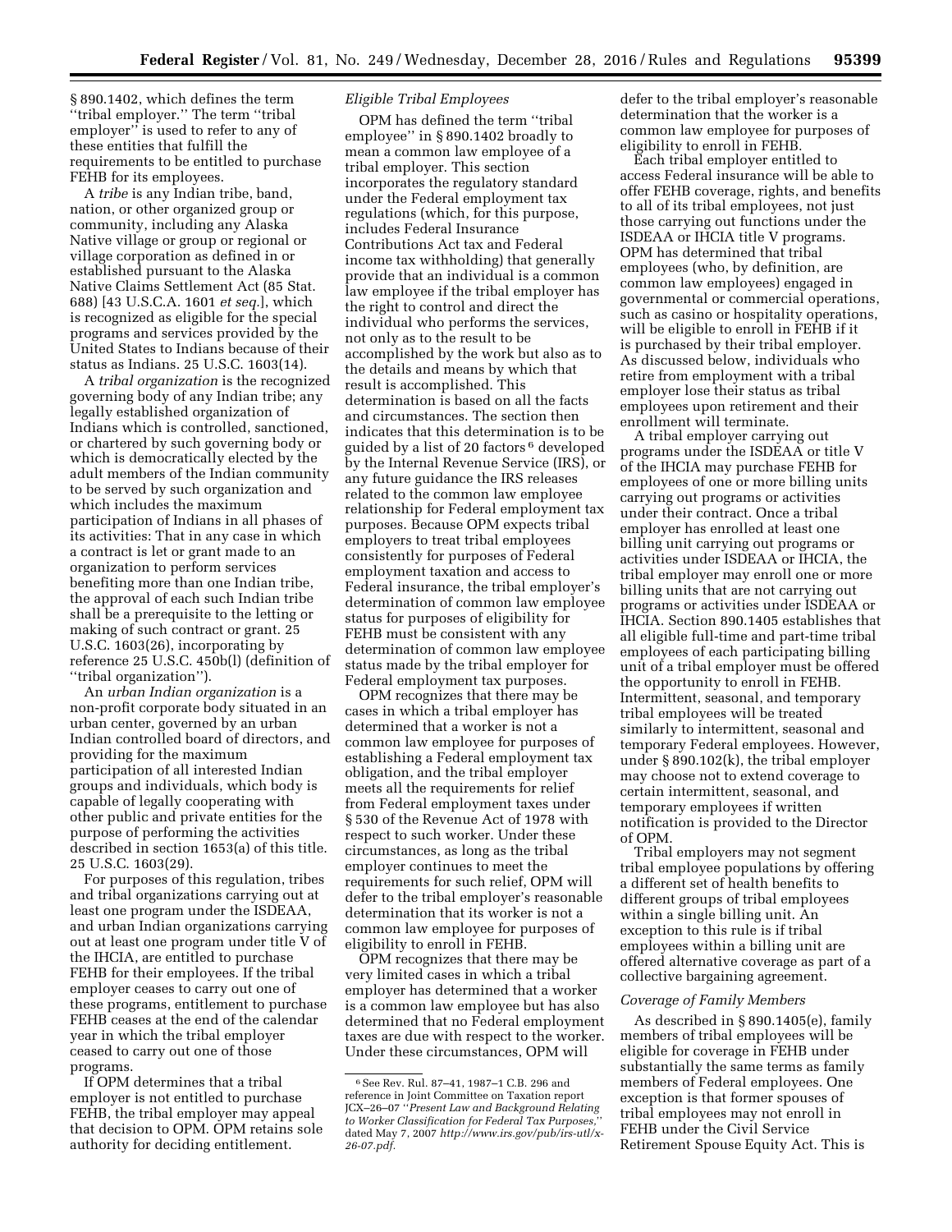§ 890.1402, which defines the term "tribal employer." The term "tribal employer" is used to refer to any of these entities that fulfill the requirements to be entitled to purchase FEHB for its employees.

A *tribe* is any Indian tribe, band, nation, or other organized group or community, including any Alaska Native village or group or regional or village corporation as defined in or established pursuant to the Alaska Native Claims Settlement Act (85 Stat. 688) [43 U.S.C.A. 1601 *et seq.*], which is recognized as eligible for the special programs and services provided by the United States to Indians because of their status as Indians. 25 U.S.C. 1603(14).

A *tribal organization* is the recognized governing body of any Indian tribe; any legally established organization of Indians which is controlled, sanctioned, or chartered by such governing body or which is democratically elected by the adult members of the Indian community to be served by such organization and which includes the maximum participation of Indians in all phases of its activities: That in any case in which a contract is let or grant made to an organization to perform services benefiting more than one Indian tribe, the approval of each such Indian tribe shall be a prerequisite to the letting or making of such contract or grant. 25 U.S.C. 1603(26), incorporating by reference 25 U.S.C. 450b(l) (definition of "tribal organization").

An *urban Indian organization* is a non-profit corporate body situated in an urban center, governed by an urban Indian controlled board of directors, and providing for the maximum participation of all interested Indian groups and individuals, which body is capable of legally cooperating with other public and private entities for the purpose of performing the activities described in section 1653(a) of this title. 25 U.S.C. 1603(29).

For purposes of this regulation, tribes and tribal organizations carrying out at least one program under the ISDEAA, and urban Indian organizations carrying out at least one program under title V of the IHCIA, are entitled to purchase FEHB for their employees. If the tribal employer ceases to carry out one of these programs, entitlement to purchase FEHB ceases at the end of the calendar year in which the tribal employer ceased to carry out one of those programs.

If OPM determines that a tribal employer is not entitled to purchase FEHB, the tribal employer may appeal that decision to OPM. OPM retains sole authority for deciding entitlement.

*Eligible Tribal Employees*

OPM has defined the term "tribal employee" in § 890.1402 broadly to mean a common law employee of a tribal employer. This section incorporates the regulatory standard under the Federal employment tax regulations (which, for this purpose, includes Federal Insurance Contributions Act tax and Federal income tax withholding) that generally provide that an individual is a common law employee if the tribal employer has the right to control and direct the individual who performs the services, not only as to the result to be accomplished by the work but also as to the details and means by which that result is accomplished. This determination is based on all the facts and circumstances. The section then indicates that this determination is to be guided by a list of 20 factors [6] developed by the Internal Revenue Service (IRS), or any future guidance the IRS releases related to the common law employee relationship for Federal employment tax purposes. Because OPM expects tribal employers to treat tribal employees consistently for purposes of Federal employment taxation and access to Federal insurance, the tribal employer's determination of common law employee status for purposes of eligibility for FEHB must be consistent with any determination of common law employee status made by the tribal employer for Federal employment tax purposes.

OPM recognizes that there may be cases in which a tribal employer has determined that a worker is not a common law employee for purposes of establishing a Federal employment tax obligation, and the tribal employer meets all the requirements for relief from Federal employment taxes under § 530 of the Revenue Act of 1978 with respect to such worker. Under these circumstances, as long as the tribal employer continues to meet the requirements for such relief, OPM will defer to the tribal employer's reasonable determination that its worker is not a common law employee for purposes of eligibility to enroll in FEHB.

OPM recognizes that there may be very limited cases in which a tribal employer has determined that a worker is a common law employee but has also determined that no Federal employment taxes are due with respect to the worker. Under these circumstances, OPM will defer to the tribal employer's reasonable determination that the worker is a common law employee for purposes of eligibility to enroll in FEHB.

Each tribal employer entitled to access Federal insurance will be able to offer FEHB coverage, rights, and benefits to all of its tribal employees, not just those carrying out functions under the ISDEAA or IHCIA title V programs. OPM has determined that tribal employees (who, by definition, are common law employees) engaged in governmental or commercial operations, such as casino or hospitality operations, will be eligible to enroll in FEHB if it is purchased by their tribal employer. As discussed below, individuals who retire from employment with a tribal employer lose their status as tribal employees upon retirement and their enrollment will terminate.

A tribal employer carrying out programs under the ISDEAA or title V of the IHCIA may purchase FEHB for employees of one or more billing units carrying out programs or activities under their contract. Once a tribal employer has enrolled at least one billing unit carrying out programs or activities under ISDEAA or IHCIA, the tribal employer may enroll one or more billing units that are not carrying out programs or activities under ISDEAA or IHCIA. Section 890.1405 establishes that all eligible full-time and part-time tribal employees of each participating billing unit of a tribal employer must be offered the opportunity to enroll in FEHB. Intermittent, seasonal, and temporary tribal employees will be treated similarly to intermittent, seasonal and temporary Federal employees. However, under § 890.102(k), the tribal employer may choose not to extend coverage to certain intermittent, seasonal, and temporary employees if written notification is provided to the Director of OPM.

Tribal employers may not segment tribal employee populations by offering a different set of health benefits to different groups of tribal employees within a single billing unit. An exception to this rule is if tribal employees within a billing unit are offered alternative coverage as part of a collective bargaining agreement.

*Coverage of Family Members*

As described in § 890.1405(e), family members of tribal employees will be eligible for coverage in FEHB under substantially the same terms as family members of Federal employees. One exception is that former spouses of tribal employees may not enroll in FEHB under the Civil Service Retirement Spouse Equity Act. This is

[6] See Rev. Rul. 87–41, 1987–1 C.B. 296 and reference in Joint Committee on Taxation report JCX–26–07 "*Present Law and Background Relating to Worker Classification for Federal Tax Purposes,*" dated May 7, 2007 *http://www.irs.gov/pub/irs-utl/x-26-07.pdf.*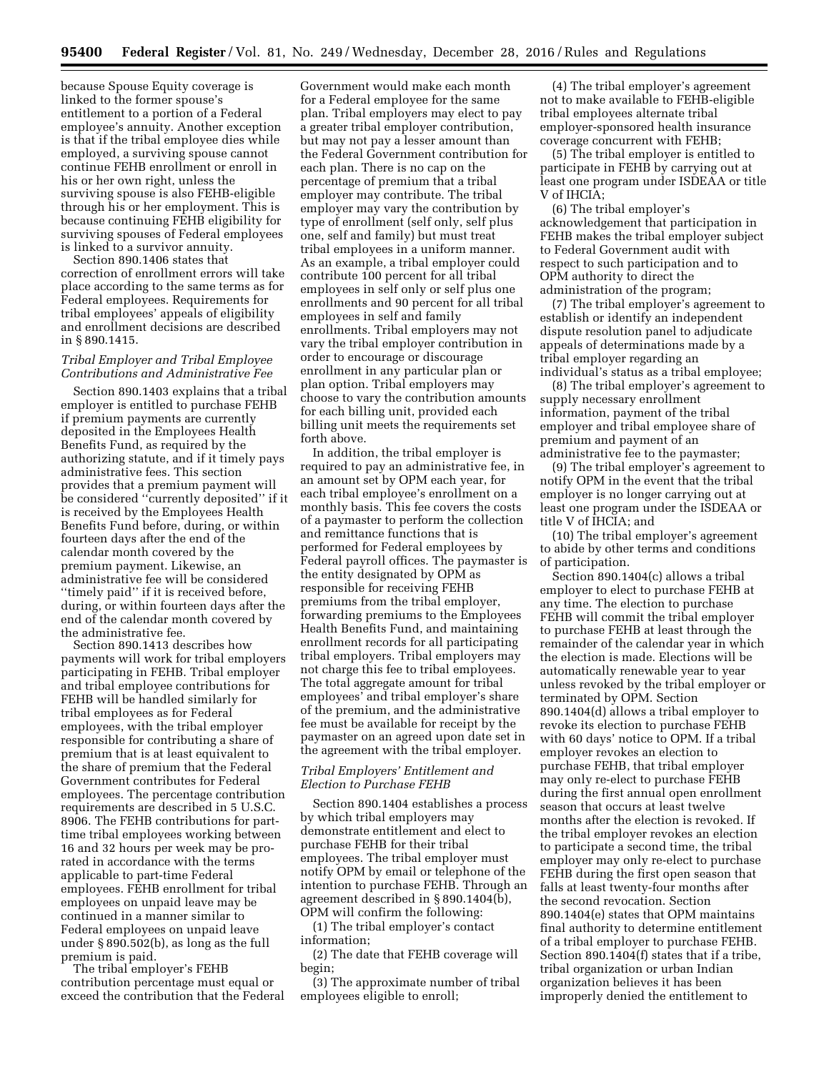because Spouse Equity coverage is linked to the former spouse's entitlement to a portion of a Federal employee's annuity. Another exception is that if the tribal employee dies while employed, a surviving spouse cannot continue FEHB enrollment or enroll in his or her own right, unless the surviving spouse is also FEHB-eligible through his or her employment. This is because continuing FEHB eligibility for surviving spouses of Federal employees is linked to a survivor annuity.

Section 890.1406 states that correction of enrollment errors will take place according to the same terms as for Federal employees. Requirements for tribal employees' appeals of eligibility and enrollment decisions are described in § 890.1415.

*Tribal Employer and Tribal Employee Contributions and Administrative Fee*

Section 890.1403 explains that a tribal employer is entitled to purchase FEHB if premium payments are currently deposited in the Employees Health Benefits Fund, as required by the authorizing statute, and if it timely pays administrative fees. This section provides that a premium payment will be considered ''currently deposited'' if it is received by the Employees Health Benefits Fund before, during, or within fourteen days after the end of the calendar month covered by the premium payment. Likewise, an administrative fee will be considered ''timely paid'' if it is received before, during, or within fourteen days after the end of the calendar month covered by the administrative fee.

Section 890.1413 describes how payments will work for tribal employers participating in FEHB. Tribal employer and tribal employee contributions for FEHB will be handled similarly for tribal employees as for Federal employees, with the tribal employer responsible for contributing a share of premium that is at least equivalent to the share of premium that the Federal Government contributes for Federal employees. The percentage contribution requirements are described in 5 U.S.C. 8906. The FEHB contributions for part-time tribal employees working between 16 and 32 hours per week may be pro-rated in accordance with the terms applicable to part-time Federal employees. FEHB enrollment for tribal employees on unpaid leave may be continued in a manner similar to Federal employees on unpaid leave under § 890.502(b), as long as the full premium is paid.

The tribal employer's FEHB contribution percentage must equal or exceed the contribution that the Federal Government would make each month for a Federal employee for the same plan. Tribal employers may elect to pay a greater tribal employer contribution, but may not pay a lesser amount than the Federal Government contribution for each plan. There is no cap on the percentage of premium that a tribal employer may contribute. The tribal employer may vary the contribution by type of enrollment (self only, self plus one, self and family) but must treat tribal employees in a uniform manner. As an example, a tribal employer could contribute 100 percent for all tribal employees in self only or self plus one enrollments and 90 percent for all tribal employees in self and family enrollments. Tribal employers may not vary the tribal employer contribution in order to encourage or discourage enrollment in any particular plan or plan option. Tribal employers may choose to vary the contribution amounts for each billing unit, provided each billing unit meets the requirements set forth above.

In addition, the tribal employer is required to pay an administrative fee, in an amount set by OPM each year, for each tribal employee's enrollment on a monthly basis. This fee covers the costs of a paymaster to perform the collection and remittance functions that is performed for Federal employees by Federal payroll offices. The paymaster is the entity designated by OPM as responsible for receiving FEHB premiums from the tribal employer, forwarding premiums to the Employees Health Benefits Fund, and maintaining enrollment records for all participating tribal employers. Tribal employers may not charge this fee to tribal employees. The total aggregate amount for tribal employees' and tribal employer's share of the premium, and the administrative fee must be available for receipt by the paymaster on an agreed upon date set in the agreement with the tribal employer.

*Tribal Employers' Entitlement and Election to Purchase FEHB*

Section 890.1404 establishes a process by which tribal employers may demonstrate entitlement and elect to purchase FEHB for their tribal employees. The tribal employer must notify OPM by email or telephone of the intention to purchase FEHB. Through an agreement described in § 890.1404(b), OPM will confirm the following:

(1) The tribal employer's contact information;

(2) The date that FEHB coverage will begin;

(3) The approximate number of tribal employees eligible to enroll;

(4) The tribal employer's agreement not to make available to FEHB-eligible tribal employees alternate tribal employer-sponsored health insurance coverage concurrent with FEHB;

(5) The tribal employer is entitled to participate in FEHB by carrying out at least one program under ISDEAA or title V of IHCIA;

(6) The tribal employer's acknowledgement that participation in FEHB makes the tribal employer subject to Federal Government audit with respect to such participation and to OPM authority to direct the administration of the program;

(7) The tribal employer's agreement to establish or identify an independent dispute resolution panel to adjudicate appeals of determinations made by a tribal employer regarding an individual's status as a tribal employee;

(8) The tribal employer's agreement to supply necessary enrollment information, payment of the tribal employer and tribal employee share of premium and payment of an administrative fee to the paymaster;

(9) The tribal employer's agreement to notify OPM in the event that the tribal employer is no longer carrying out at least one program under the ISDEAA or title V of IHCIA; and

(10) The tribal employer's agreement to abide by other terms and conditions of participation.

Section 890.1404(c) allows a tribal employer to elect to purchase FEHB at any time. The election to purchase FEHB will commit the tribal employer to purchase FEHB at least through the remainder of the calendar year in which the election is made. Elections will be automatically renewable year to year unless revoked by the tribal employer or terminated by OPM. Section 890.1404(d) allows a tribal employer to revoke its election to purchase FEHB with 60 days' notice to OPM. If a tribal employer revokes an election to purchase FEHB, that tribal employer may only re-elect to purchase FEHB during the first annual open enrollment season that occurs at least twelve months after the election is revoked. If the tribal employer revokes an election to participate a second time, the tribal employer may only re-elect to purchase FEHB during the first open season that falls at least twenty-four months after the second revocation. Section 890.1404(e) states that OPM maintains final authority to determine entitlement of a tribal employer to purchase FEHB. Section 890.1404(f) states that if a tribe, tribal organization or urban Indian organization believes it has been improperly denied the entitlement to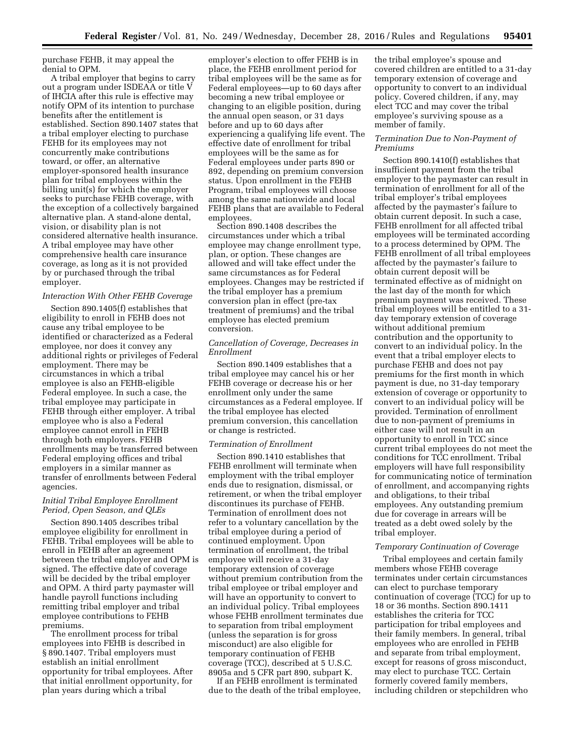purchase FEHB, it may appeal the denial to OPM.

A tribal employer that begins to carry out a program under ISDEAA or title V of IHCIA after this rule is effective may notify OPM of its intention to purchase benefits after the entitlement is established. Section 890.1407 states that a tribal employer electing to purchase FEHB for its employees may not concurrently make contributions toward, or offer, an alternative employer-sponsored health insurance plan for tribal employees within the billing unit(s) for which the employer seeks to purchase FEHB coverage, with the exception of a collectively bargained alternative plan. A stand-alone dental, vision, or disability plan is not considered alternative health insurance. A tribal employee may have other comprehensive health care insurance coverage, as long as it is not provided by or purchased through the tribal employer.

*Interaction With Other FEHB Coverage*

Section 890.1405(f) establishes that eligibility to enroll in FEHB does not cause any tribal employee to be identified or characterized as a Federal employee, nor does it convey any additional rights or privileges of Federal employment. There may be circumstances in which a tribal employee is also an FEHB-eligible Federal employee. In such a case, the tribal employee may participate in FEHB through either employer. A tribal employee who is also a Federal employee cannot enroll in FEHB through both employers. FEHB enrollments may be transferred between Federal employing offices and tribal employers in a similar manner as transfer of enrollments between Federal agencies.

*Initial Tribal Employee Enrollment Period, Open Season, and QLEs*

Section 890.1405 describes tribal employee eligibility for enrollment in FEHB. Tribal employees will be able to enroll in FEHB after an agreement between the tribal employer and OPM is signed. The effective date of coverage will be decided by the tribal employer and OPM. A third party paymaster will handle payroll functions including remitting tribal employer and tribal employee contributions to FEHB premiums.

The enrollment process for tribal employees into FEHB is described in § 890.1407. Tribal employers must establish an initial enrollment opportunity for tribal employees. After that initial enrollment opportunity, for plan years during which a tribal employer's election to offer FEHB is in place, the FEHB enrollment period for tribal employees will be the same as for Federal employees—up to 60 days after becoming a new tribal employee or changing to an eligible position, during the annual open season, or 31 days before and up to 60 days after experiencing a qualifying life event. The effective date of enrollment for tribal employees will be the same as for Federal employees under parts 890 or 892, depending on premium conversion status. Upon enrollment in the FEHB Program, tribal employees will choose among the same nationwide and local FEHB plans that are available to Federal employees.

Section 890.1408 describes the circumstances under which a tribal employee may change enrollment type, plan, or option. These changes are allowed and will take effect under the same circumstances as for Federal employees. Changes may be restricted if the tribal employer has a premium conversion plan in effect (pre-tax treatment of premiums) and the tribal employee has elected premium conversion.

*Cancellation of Coverage, Decreases in Enrollment*

Section 890.1409 establishes that a tribal employee may cancel his or her FEHB coverage or decrease his or her enrollment only under the same circumstances as a Federal employee. If the tribal employee has elected premium conversion, this cancellation or change is restricted.

*Termination of Enrollment*

Section 890.1410 establishes that FEHB enrollment will terminate when employment with the tribal employer ends due to resignation, dismissal, or retirement, or when the tribal employer discontinues its purchase of FEHB. Termination of enrollment does not refer to a voluntary cancellation by the tribal employee during a period of continued employment. Upon termination of enrollment, the tribal employee will receive a 31-day temporary extension of coverage without premium contribution from the tribal employee or tribal employer and will have an opportunity to convert to an individual policy. Tribal employees whose FEHB enrollment terminates due to separation from tribal employment (unless the separation is for gross misconduct) are also eligible for temporary continuation of FEHB coverage (TCC), described at 5 U.S.C. 8905a and 5 CFR part 890, subpart K.

If an FEHB enrollment is terminated due to the death of the tribal employee, the tribal employee's spouse and covered children are entitled to a 31-day temporary extension of coverage and opportunity to convert to an individual policy. Covered children, if any, may elect TCC and may cover the tribal employee's surviving spouse as a member of family.

*Termination Due to Non-Payment of Premiums*

Section 890.1410(f) establishes that insufficient payment from the tribal employer to the paymaster can result in termination of enrollment for all of the tribal employer's tribal employees affected by the paymaster's failure to obtain current deposit. In such a case, FEHB enrollment for all affected tribal employees will be terminated according to a process determined by OPM. The FEHB enrollment of all tribal employees affected by the paymaster's failure to obtain current deposit will be terminated effective as of midnight on the last day of the month for which premium payment was received. These tribal employees will be entitled to a 31-day temporary extension of coverage without additional premium contribution and the opportunity to convert to an individual policy. In the event that a tribal employer elects to purchase FEHB and does not pay premiums for the first month in which payment is due, no 31-day temporary extension of coverage or opportunity to convert to an individual policy will be provided. Termination of enrollment due to non-payment of premiums in either case will not result in an opportunity to enroll in TCC since current tribal employees do not meet the conditions for TCC enrollment. Tribal employers will have full responsibility for communicating notice of termination of enrollment, and accompanying rights and obligations, to their tribal employees. Any outstanding premium due for coverage in arrears will be treated as a debt owed solely by the tribal employer.

*Temporary Continuation of Coverage*

Tribal employees and certain family members whose FEHB coverage terminates under certain circumstances can elect to purchase temporary continuation of coverage (TCC) for up to 18 or 36 months. Section 890.1411 establishes the criteria for TCC participation for tribal employees and their family members. In general, tribal employees who are enrolled in FEHB and separate from tribal employment, except for reasons of gross misconduct, may elect to purchase TCC. Certain formerly covered family members, including children or stepchildren who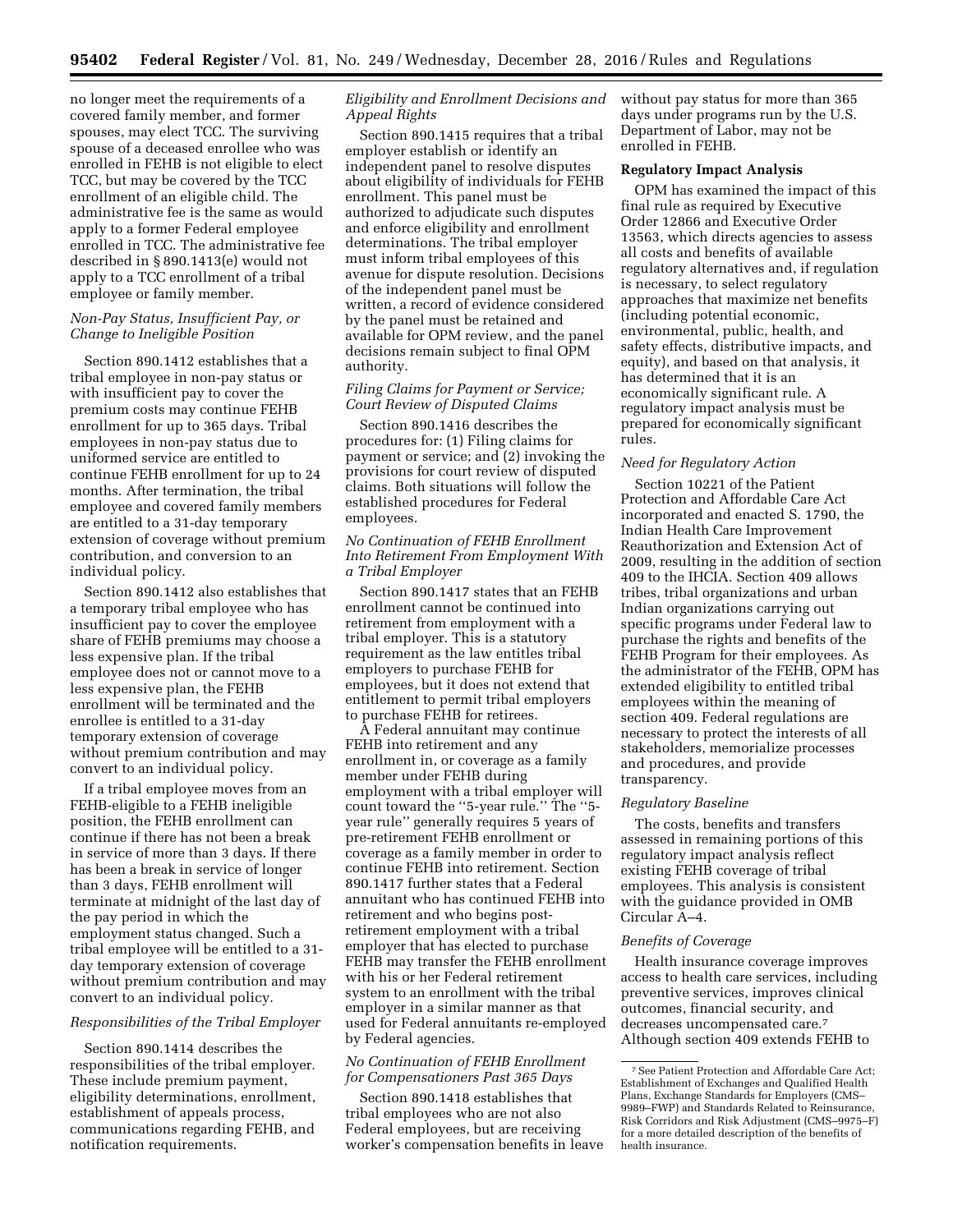no longer meet the requirements of a covered family member, and former spouses, may elect TCC. The surviving spouse of a deceased enrollee who was enrolled in FEHB is not eligible to elect TCC, but may be covered by the TCC enrollment of an eligible child. The administrative fee is the same as would apply to a former Federal employee enrolled in TCC. The administrative fee described in § 890.1413(e) would not apply to a TCC enrollment of a tribal employee or family member.

*Non-Pay Status, Insufficient Pay, or Change to Ineligible Position*

Section 890.1412 establishes that a tribal employee in non-pay status or with insufficient pay to cover the premium costs may continue FEHB enrollment for up to 365 days. Tribal employees in non-pay status due to uniformed service are entitled to continue FEHB enrollment for up to 24 months. After termination, the tribal employee and covered family members are entitled to a 31-day temporary extension of coverage without premium contribution, and conversion to an individual policy.

Section 890.1412 also establishes that a temporary tribal employee who has insufficient pay to cover the employee share of FEHB premiums may choose a less expensive plan. If the tribal employee does not or cannot move to a less expensive plan, the FEHB enrollment will be terminated and the enrollee is entitled to a 31-day temporary extension of coverage without premium contribution and may convert to an individual policy.

If a tribal employee moves from an FEHB-eligible to a FEHB ineligible position, the FEHB enrollment can continue if there has not been a break in service of more than 3 days. If there has been a break in service of longer than 3 days, FEHB enrollment will terminate at midnight of the last day of the pay period in which the employment status changed. Such a tribal employee will be entitled to a 31-day temporary extension of coverage without premium contribution and may convert to an individual policy.

*Responsibilities of the Tribal Employer*

Section 890.1414 describes the responsibilities of the tribal employer. These include premium payment, eligibility determinations, enrollment, establishment of appeals process, communications regarding FEHB, and notification requirements.

*Eligibility and Enrollment Decisions and Appeal Rights*

Section 890.1415 requires that a tribal employer establish or identify an independent panel to resolve disputes about eligibility of individuals for FEHB enrollment. This panel must be authorized to adjudicate such disputes and enforce eligibility and enrollment determinations. The tribal employer must inform tribal employees of this avenue for dispute resolution. Decisions of the independent panel must be written, a record of evidence considered by the panel must be retained and available for OPM review, and the panel decisions remain subject to final OPM authority.

*Filing Claims for Payment or Service; Court Review of Disputed Claims*

Section 890.1416 describes the procedures for: (1) Filing claims for payment or service; and (2) invoking the provisions for court review of disputed claims. Both situations will follow the established procedures for Federal employees.

*No Continuation of FEHB Enrollment Into Retirement From Employment With a Tribal Employer*

Section 890.1417 states that an FEHB enrollment cannot be continued into retirement from employment with a tribal employer. This is a statutory requirement as the law entitles tribal employers to purchase FEHB for employees, but it does not extend that entitlement to permit tribal employers to purchase FEHB for retirees.

A Federal annuitant may continue FEHB into retirement and any enrollment in, or coverage as a family member under FEHB during employment with a tribal employer will count toward the ''5-year rule.'' The ''5-year rule'' generally requires 5 years of pre-retirement FEHB enrollment or coverage as a family member in order to continue FEHB into retirement. Section 890.1417 further states that a Federal annuitant who has continued FEHB into retirement and who begins post-retirement employment with a tribal employer that has elected to purchase FEHB may transfer the FEHB enrollment with his or her Federal retirement system to an enrollment with the tribal employer in a similar manner as that used for Federal annuitants re-employed by Federal agencies.

*No Continuation of FEHB Enrollment for Compensationers Past 365 Days*

Section 890.1418 establishes that tribal employees who are not also Federal employees, but are receiving worker's compensation benefits in leave without pay status for more than 365 days under programs run by the U.S. Department of Labor, may not be enrolled in FEHB.

**Regulatory Impact Analysis**

OPM has examined the impact of this final rule as required by Executive Order 12866 and Executive Order 13563, which directs agencies to assess all costs and benefits of available regulatory alternatives and, if regulation is necessary, to select regulatory approaches that maximize net benefits (including potential economic, environmental, public, health, and safety effects, distributive impacts, and equity), and based on that analysis, it has determined that it is an economically significant rule. A regulatory impact analysis must be prepared for economically significant rules.

*Need for Regulatory Action*

Section 10221 of the Patient Protection and Affordable Care Act incorporated and enacted S. 1790, the Indian Health Care Improvement Reauthorization and Extension Act of 2009, resulting in the addition of section 409 to the IHCIA. Section 409 allows tribes, tribal organizations and urban Indian organizations carrying out specific programs under Federal law to purchase the rights and benefits of the FEHB Program for their employees. As the administrator of the FEHB, OPM has extended eligibility to entitled tribal employees within the meaning of section 409. Federal regulations are necessary to protect the interests of all stakeholders, memorialize processes and procedures, and provide transparency.

*Regulatory Baseline*

The costs, benefits and transfers assessed in remaining portions of this regulatory impact analysis reflect existing FEHB coverage of tribal employees. This analysis is consistent with the guidance provided in OMB Circular A–4.

*Benefits of Coverage*

Health insurance coverage improves access to health care services, including preventive services, improves clinical outcomes, financial security, and decreases uncompensated care.[7] Although section 409 extends FEHB to

[7] See Patient Protection and Affordable Care Act; Establishment of Exchanges and Qualified Health Plans, Exchange Standards for Employers (CMS–9989–FWP) and Standards Related to Reinsurance, Risk Corridors and Risk Adjustment (CMS–9975–F) for a more detailed description of the benefits of health insurance.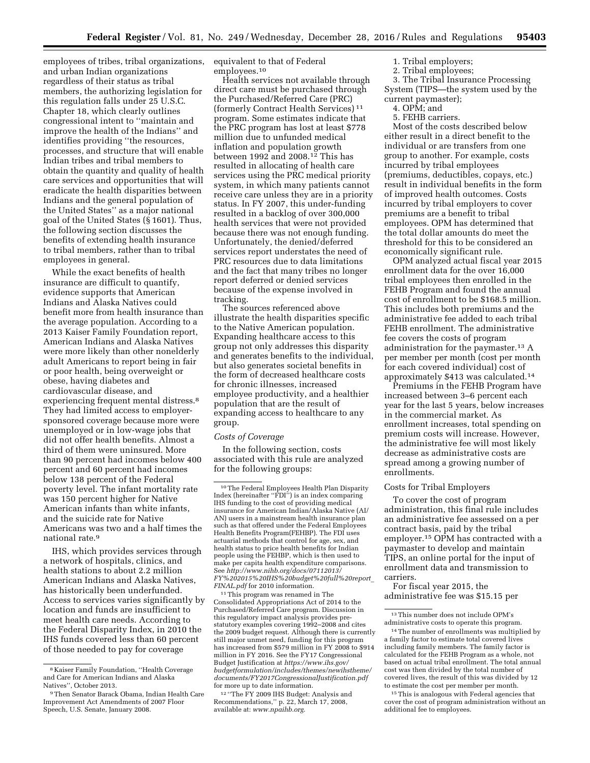employees of tribes, tribal organizations, and urban Indian organizations regardless of their status as tribal members, the authorizing legislation for this regulation falls under 25 U.S.C. Chapter 18, which clearly outlines congressional intent to ''maintain and improve the health of the Indians'' and identifies providing ''the resources, processes, and structure that will enable Indian tribes and tribal members to obtain the quantity and quality of health care services and opportunities that will eradicate the health disparities between Indians and the general population of the United States'' as a major national goal of the United States (§ 1601). Thus, the following section discusses the benefits of extending health insurance to tribal members, rather than to tribal employees in general.

While the exact benefits of health insurance are difficult to quantify, evidence supports that American Indians and Alaska Natives could benefit more from health insurance than the average population. According to a 2013 Kaiser Family Foundation report, American Indians and Alaska Natives were more likely than other nonelderly adult Americans to report being in fair or poor health, being overweight or obese, having diabetes and cardiovascular disease, and experiencing frequent mental distress.[8] They had limited access to employer-sponsored coverage because more were unemployed or in low-wage jobs that did not offer health benefits. Almost a third of them were uninsured. More than 90 percent had incomes below 400 percent and 60 percent had incomes below 138 percent of the Federal poverty level. The infant mortality rate was 150 percent higher for Native American infants than white infants, and the suicide rate for Native Americans was two and a half times the national rate.[9]

IHS, which provides services through a network of hospitals, clinics, and health stations to about 2.2 million American Indians and Alaska Natives, has historically been underfunded. Access to services varies significantly by location and funds are insufficient to meet health care needs. According to the Federal Disparity Index, in 2010 the IHS funds covered less than 60 percent of those needed to pay for coverage equivalent to that of Federal employees.[10]

Health services not available through direct care must be purchased through the Purchased/Referred Care (PRC) (formerly Contract Health Services)[11] program. Some estimates indicate that the PRC program has lost at least $778 million due to unfunded medical inflation and population growth between 1992 and 2008.[12] This has resulted in allocating of health care services using the PRC medical priority system, in which many patients cannot receive care unless they are in a priority status. In FY 2007, this under-funding resulted in a backlog of over 300,000 health services that were not provided because there was not enough funding. Unfortunately, the denied/deferred services report understates the need of PRC resources due to data limitations and the fact that many tribes no longer report deferred or denied services because of the expense involved in tracking.

The sources referenced above illustrate the health disparities specific to the Native American population. Expanding healthcare access to this group not only addresses this disparity and generates benefits to the individual, but also generates societal benefits in the form of decreased healthcare costs for chronic illnesses, increased employee productivity, and a healthier population that are the result of expanding access to healthcare to any group.

*Costs of Coverage*

In the following section, costs associated with this rule are analyzed for the following groups:

1. Tribal employers;
2. Tribal employees;
3. The Tribal Insurance Processing System (TIPS—the system used by the current paymaster);
4. OPM; and
5. FEHB carriers.

Most of the costs described below either result in a direct benefit to the individual or are transfers from one group to another. For example, costs incurred by tribal employees (premiums, deductibles, copays, etc.) result in individual benefits in the form of improved health outcomes. Costs incurred by tribal employers to cover premiums are a benefit to tribal employees. OPM has determined that the total dollar amounts do meet the threshold for this to be considered an economically significant rule.

OPM analyzed actual fiscal year 2015 enrollment data for the over 16,000 tribal employees then enrolled in the FEHB Program and found the annual cost of enrollment to be $168.5 million. This includes both premiums and the administrative fee added to each tribal FEHB enrollment. The administrative fee covers the costs of program administration for the paymaster.[13] A per member per month (cost per month for each covered individual) cost of approximately $413 was calculated.[14]

Premiums in the FEHB Program have increased between 3–6 percent each year for the last 5 years, below increases in the commercial market. As enrollment increases, total spending on premium costs will increase. However, the administrative fee will most likely decrease as administrative costs are spread among a growing number of enrollments.

Costs for Tribal Employers

To cover the cost of program administration, this final rule includes an administrative fee assessed on a per contract basis, paid by the tribal employer.[15] OPM has contracted with a paymaster to develop and maintain TIPS, an online portal for the input of enrollment data and transmission to carriers.

For fiscal year 2015, the administrative fee was $15.15 per

---

[8] Kaiser Family Foundation, ''Health Coverage and Care for American Indians and Alaska Natives'', October 2013.

[9] Then Senator Barack Obama, Indian Health Care Improvement Act Amendments of 2007 Floor Speech, U.S. Senate, January 2008.

[10] The Federal Employees Health Plan Disparity Index (hereinafter ''FDI'') is an index comparing IHS funding to the cost of providing medical insurance for American Indian/Alaska Native (AI/AN) users in a mainstream health insurance plan such as that offered under the Federal Employees Health Benefits Program(FEHBP). The FDI uses actuarial methods that control for age, sex, and health status to price health benefits for Indian people using the FEHBP, which is then used to make per capita health expenditure comparisons. See *http://www.nihb.org/docs/07112013/FY%202015%20IHS%20budget%20full%20report_FINAL.pdf* for 2010 information.

[11] This program was renamed in The Consolidated Appropriations Act of 2014 to the Purchased/Referred Care program. Discussion in this regulatory impact analysis provides pre-statutory examples covering 1992–2008 and cites the 2009 budget request. Although there is currently still major unmet need, funding for this program has increased from $579 million in FY 2008 to $914 million in FY 2016. See the FY17 Congressional Budget Justification at *https://www.ihs.gov/budgetformulation/includes/themes/newihstheme/documents/FY2017CongressionalJustification.pdf* for more up to date information.

[12] ''The FY 2009 IHS Budget: Analysis and Recommendations,'' p. 22, March 17, 2008, available at: *www.npaihb.org.*

[13] This number does not include OPM's administrative costs to operate this program.

[14] The number of enrollments was multiplied by a family factor to estimate total covered lives including family members. The family factor is calculated for the FEHB Program as a whole, not based on actual tribal enrollment. The total annual cost was then divided by the total number of covered lives, the result of this was divided by 12 to estimate the cost per member per month.

[15] This is analogous with Federal agencies that cover the cost of program administration without an additional fee to employees.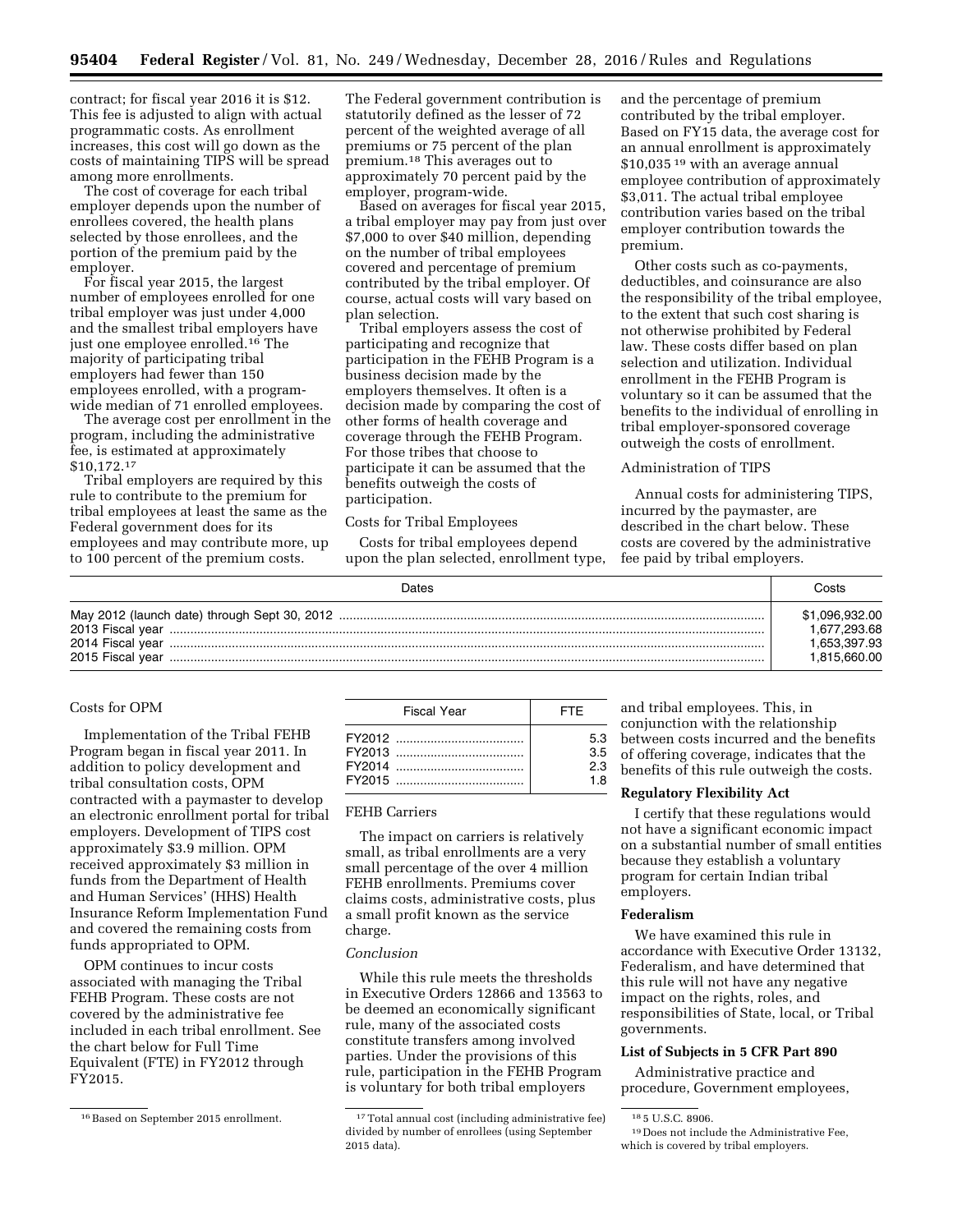contract; for fiscal year 2016 it is $12. This fee is adjusted to align with actual programmatic costs. As enrollment increases, this cost will go down as the costs of maintaining TIPS will be spread among more enrollments.

The cost of coverage for each tribal employer depends upon the number of enrollees covered, the health plans selected by those enrollees, and the portion of the premium paid by the employer.

For fiscal year 2015, the largest number of employees enrolled for one tribal employer was just under 4,000 and the smallest tribal employers have just one employee enrolled.[16] The majority of participating tribal employers had fewer than 150 employees enrolled, with a program-wide median of 71 enrolled employees.

The average cost per enrollment in the program, including the administrative fee, is estimated at approximately $10,172.[17]

Tribal employers are required by this rule to contribute to the premium for tribal employees at least the same as the Federal government does for its employees and may contribute more, up to 100 percent of the premium costs. The Federal government contribution is statutorily defined as the lesser of 72 percent of the weighted average of all premiums or 75 percent of the plan premium.[18] This averages out to approximately 70 percent paid by the employer, program-wide.

Based on averages for fiscal year 2015, a tribal employer may pay from just over $7,000 to over $40 million, depending on the number of tribal employees covered and percentage of premium contributed by the tribal employer. Of course, actual costs will vary based on plan selection.

Tribal employers assess the cost of participating and recognize that participation in the FEHB Program is a business decision made by the employers themselves. It often is a decision made by comparing the cost of other forms of health coverage and coverage through the FEHB Program. For those tribes that choose to participate it can be assumed that the benefits outweigh the costs of participation.

Costs for Tribal Employees

Costs for tribal employees depend upon the plan selected, enrollment type, and the percentage of premium contributed by the tribal employer. Based on FY15 data, the average cost for an annual enrollment is approximately $10,035 [19] with an average annual employee contribution of approximately $3,011. The actual tribal employee contribution varies based on the tribal employer contribution towards the premium.

Other costs such as co-payments, deductibles, and coinsurance are also the responsibility of the tribal employee, to the extent that such cost sharing is not otherwise prohibited by Federal law. These costs differ based on plan selection and utilization. Individual enrollment in the FEHB Program is voluntary so it can be assumed that the benefits to the individual of enrolling in tribal employer-sponsored coverage outweigh the costs of enrollment.

Administration of TIPS

Annual costs for administering TIPS, incurred by the paymaster, are described in the chart below. These costs are covered by the administrative fee paid by tribal employers.

| Dates | Costs |
|---|---|
| May 2012 (launch date) through Sept 30, 2012 | $1,096,932.00 |
| 2013 Fiscal year | 1,677,293.68 |
| 2014 Fiscal year | 1,653,397.93 |
| 2015 Fiscal year | 1,815,660.00 |

Costs for OPM

Implementation of the Tribal FEHB Program began in fiscal year 2011. In addition to policy development and tribal consultation costs, OPM contracted with a paymaster to develop an electronic enrollment portal for tribal employers. Development of TIPS cost approximately $3.9 million. OPM received approximately $3 million in funds from the Department of Health and Human Services' (HHS) Health Insurance Reform Implementation Fund and covered the remaining costs from funds appropriated to OPM.

OPM continues to incur costs associated with managing the Tribal FEHB Program. These costs are not covered by the administrative fee included in each tribal enrollment. See the chart below for Full Time Equivalent (FTE) in FY2012 through FY2015.

| Fiscal Year | FTE |
|---|---|
| FY2012 | 5.3 |
| FY2013 | 3.5 |
| FY2014 | 2.3 |
| FY2015 | 1.8 |

FEHB Carriers

The impact on carriers is relatively small, as tribal enrollments are a very small percentage of the over 4 million FEHB enrollments. Premiums cover claims costs, administrative costs, plus a small profit known as the service charge.

*Conclusion*

While this rule meets the thresholds in Executive Orders 12866 and 13563 to be deemed an economically significant rule, many of the associated costs constitute transfers among involved parties. Under the provisions of this rule, participation in the FEHB Program is voluntary for both tribal employers and tribal employees. This, in conjunction with the relationship between costs incurred and the benefits of offering coverage, indicates that the benefits of this rule outweigh the costs.

**Regulatory Flexibility Act**

I certify that these regulations would not have a significant economic impact on a substantial number of small entities because they establish a voluntary program for certain Indian tribal employers.

**Federalism**

We have examined this rule in accordance with Executive Order 13132, Federalism, and have determined that this rule will not have any negative impact on the rights, roles, and responsibilities of State, local, or Tribal governments.

**List of Subjects in 5 CFR Part 890**

Administrative practice and procedure, Government employees,

---

[16] Based on September 2015 enrollment.

[17] Total annual cost (including administrative fee) divided by number of enrollees (using September 2015 data).

[18] 5 U.S.C. 8906.

[19] Does not include the Administrative Fee, which is covered by tribal employers.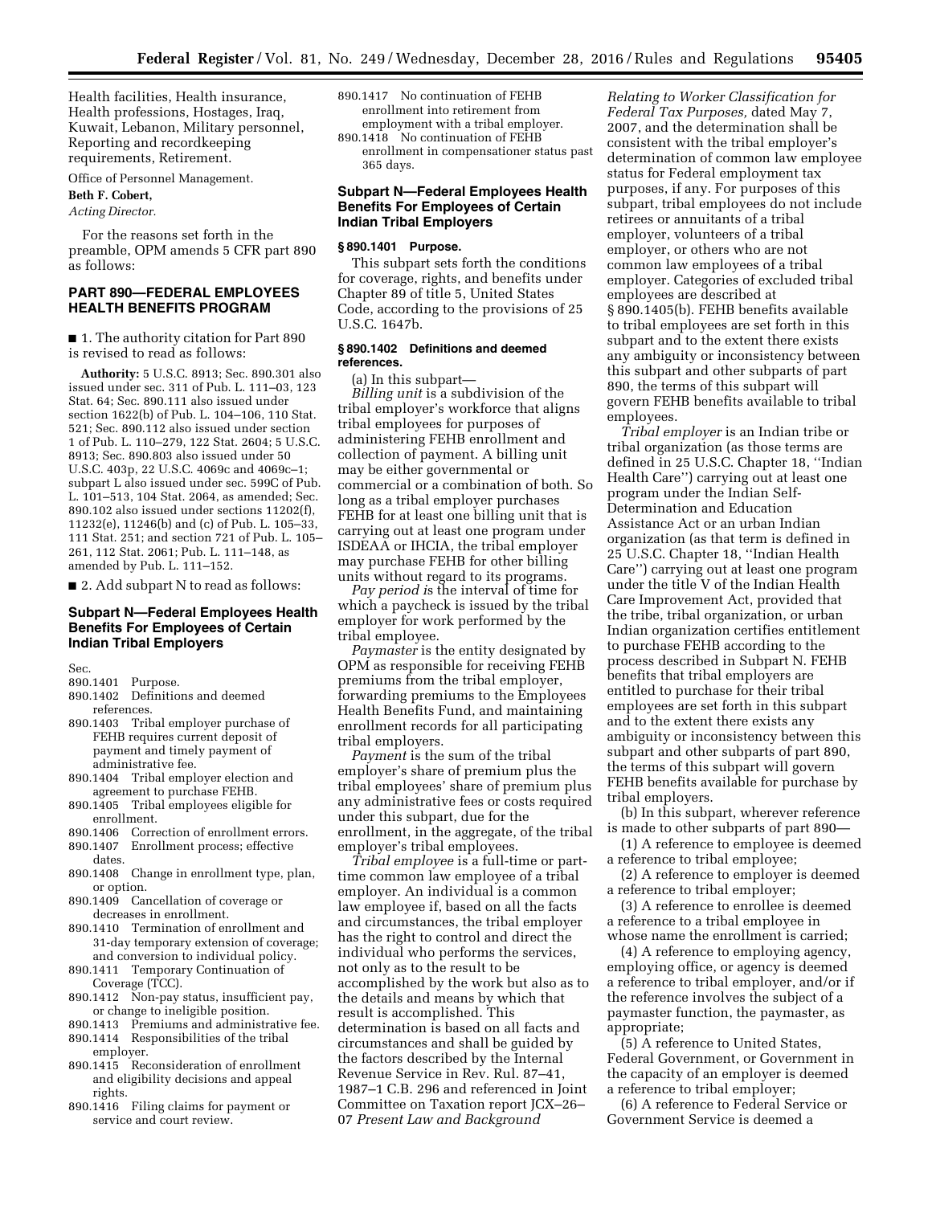Health facilities, Health insurance, Health professions, Hostages, Iraq, Kuwait, Lebanon, Military personnel, Reporting and recordkeeping requirements, Retirement.

Office of Personnel Management.

**Beth F. Cobert,**

*Acting Director.*

For the reasons set forth in the preamble, OPM amends 5 CFR part 890 as follows:

## PART 890—FEDERAL EMPLOYEES HEALTH BENEFITS PROGRAM

■ 1. The authority citation for Part 890 is revised to read as follows:

**Authority:** 5 U.S.C. 8913; Sec. 890.301 also issued under sec. 311 of Pub. L. 111–03, 123 Stat. 64; Sec. 890.111 also issued under section 1622(b) of Pub. L. 104–106, 110 Stat. 521; Sec. 890.112 also issued under section 1 of Pub. L. 110–279, 122 Stat. 2604; 5 U.S.C. 8913; Sec. 890.803 also issued under 50 U.S.C. 403p, 22 U.S.C. 4069c and 4069c–1; subpart L also issued under sec. 599C of Pub. L. 101–513, 104 Stat. 2064, as amended; Sec. 890.102 also issued under sections 11202(f), 11232(e), 11246(b) and (c) of Pub. L. 105–33, 111 Stat. 251; and section 721 of Pub. L. 105–261, 112 Stat. 2061; Pub. L. 111–148, as amended by Pub. L. 111–152.

■ 2. Add subpart N to read as follows:

### Subpart N—Federal Employees Health Benefits For Employees of Certain Indian Tribal Employers

Sec.

890.1401 Purpose.
890.1402 Definitions and deemed references.
890.1403 Tribal employer purchase of FEHB requires current deposit of payment and timely payment of administrative fee.
890.1404 Tribal employer election and agreement to purchase FEHB.
890.1405 Tribal employees eligible for enrollment.
890.1406 Correction of enrollment errors.
890.1407 Enrollment process; effective dates.
890.1408 Change in enrollment type, plan, or option.
890.1409 Cancellation of coverage or decreases in enrollment.
890.1410 Termination of enrollment and 31-day temporary extension of coverage; and conversion to individual policy.
890.1411 Temporary Continuation of Coverage (TCC).
890.1412 Non-pay status, insufficient pay, or change to ineligible position.
890.1413 Premiums and administrative fee.
890.1414 Responsibilities of the tribal employer.
890.1415 Reconsideration of enrollment and eligibility decisions and appeal rights.
890.1416 Filing claims for payment or service and court review.
890.1417 No continuation of FEHB enrollment into retirement from employment with a tribal employer.
890.1418 No continuation of FEHB enrollment in compensationer status past 365 days.

### Subpart N—Federal Employees Health Benefits For Employees of Certain Indian Tribal Employers

#### § 890.1401 Purpose.

This subpart sets forth the conditions for coverage, rights, and benefits under Chapter 89 of title 5, United States Code, according to the provisions of 25 U.S.C. 1647b.

#### § 890.1402 Definitions and deemed references.

(a) In this subpart—

*Billing unit* is a subdivision of the tribal employer's workforce that aligns tribal employees for purposes of administering FEHB enrollment and collection of payment. A billing unit may be either governmental or commercial or a combination of both. So long as a tribal employer purchases FEHB for at least one billing unit that is carrying out at least one program under ISDEAA or IHCIA, the tribal employer may purchase FEHB for other billing units without regard to its programs.

*Pay period is* the interval of time for which a paycheck is issued by the tribal employer for work performed by the tribal employee.

*Paymaster* is the entity designated by OPM as responsible for receiving FEHB premiums from the tribal employer, forwarding premiums to the Employees Health Benefits Fund, and maintaining enrollment records for all participating tribal employers.

*Payment* is the sum of the tribal employer's share of premium plus the tribal employees' share of premium plus any administrative fees or costs required under this subpart, due for the enrollment, in the aggregate, of the tribal employer's tribal employees.

*Tribal employee* is a full-time or part-time common law employee of a tribal employer. An individual is a common law employee if, based on all the facts and circumstances, the tribal employer has the right to control and direct the individual who performs the services, not only as to the result to be accomplished by the work but also as to the details and means by which that result is accomplished. This determination is based on all facts and circumstances and shall be guided by the factors described by the Internal Revenue Service in Rev. Rul. 87–41, 1987–1 C.B. 296 and referenced in Joint Committee on Taxation report JCX–26–07 *Present Law and Background Relating to Worker Classification for Federal Tax Purposes,* dated May 7, 2007, and the determination shall be consistent with the tribal employer's determination of common law employee status for Federal employment tax purposes, if any. For purposes of this subpart, tribal employees do not include retirees or annuitants of a tribal employer, volunteers of a tribal employer, or others who are not common law employees of a tribal employer. Categories of excluded tribal employees are described at § 890.1405(b). FEHB benefits available to tribal employees are set forth in this subpart and to the extent there exists any ambiguity or inconsistency between this subpart and other subparts of part 890, the terms of this subpart will govern FEHB benefits available to tribal employees.

*Tribal employer* is an Indian tribe or tribal organization (as those terms are defined in 25 U.S.C. Chapter 18, "Indian Health Care") carrying out at least one program under the Indian Self-Determination and Education Assistance Act or an urban Indian organization (as that term is defined in 25 U.S.C. Chapter 18, "Indian Health Care") carrying out at least one program under the title V of the Indian Health Care Improvement Act, provided that the tribe, tribal organization, or urban Indian organization certifies entitlement to purchase FEHB according to the process described in Subpart N. FEHB benefits that tribal employers are entitled to purchase for their tribal employees are set forth in this subpart and to the extent there exists any ambiguity or inconsistency between this subpart and other subparts of part 890, the terms of this subpart will govern FEHB benefits available for purchase by tribal employers.

(b) In this subpart, wherever reference is made to other subparts of part 890—

(1) A reference to employee is deemed a reference to tribal employee;

(2) A reference to employer is deemed a reference to tribal employer;

(3) A reference to enrollee is deemed a reference to a tribal employee in whose name the enrollment is carried;

(4) A reference to employing agency, employing office, or agency is deemed a reference to tribal employer, and/or if the reference involves the subject of a paymaster function, the paymaster, as appropriate;

(5) A reference to United States, Federal Government, or Government in the capacity of an employer is deemed a reference to tribal employer;

(6) A reference to Federal Service or Government Service is deemed a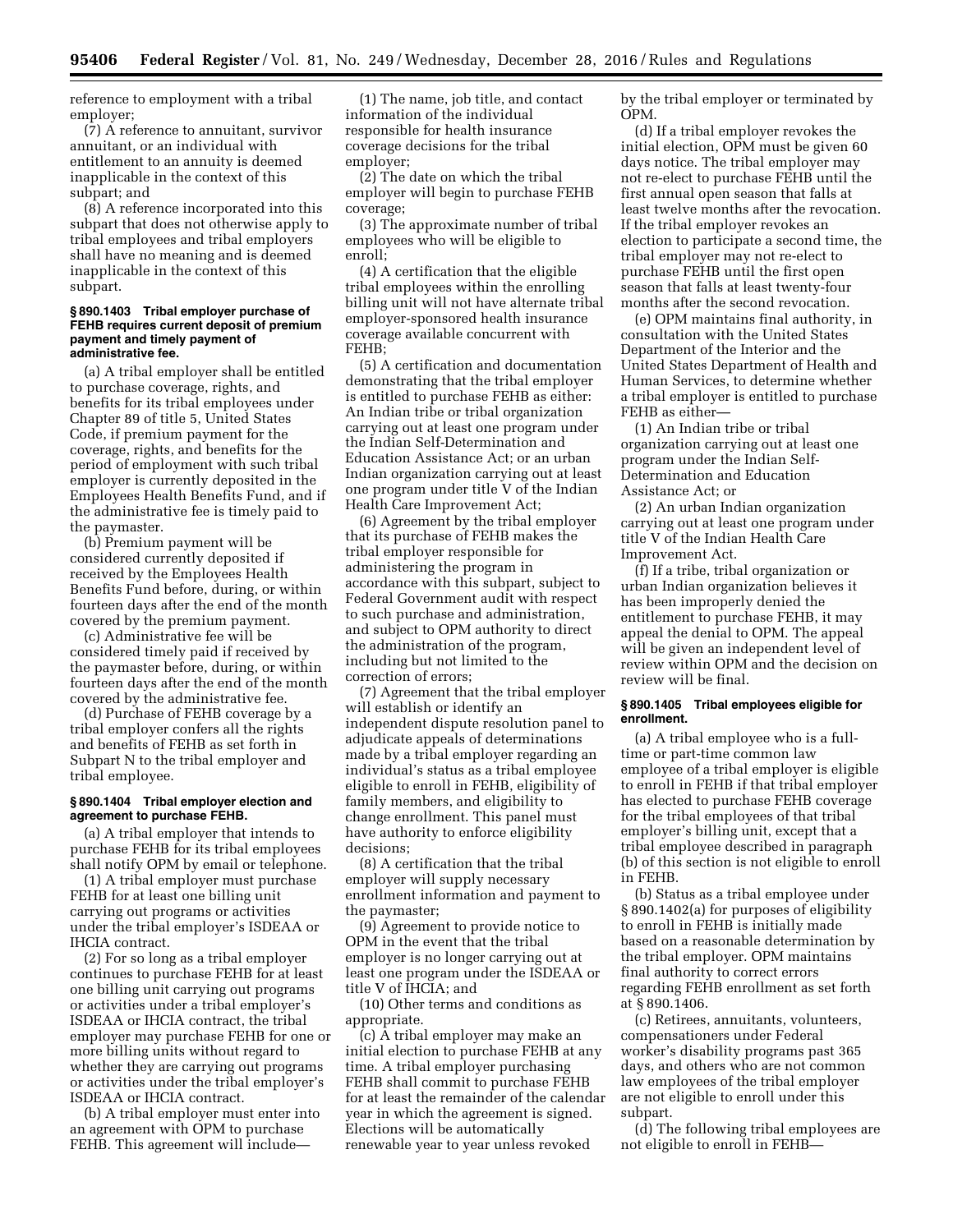reference to employment with a tribal employer;

(7) A reference to annuitant, survivor annuitant, or an individual with entitlement to an annuity is deemed inapplicable in the context of this subpart; and

(8) A reference incorporated into this subpart that does not otherwise apply to tribal employees and tribal employers shall have no meaning and is deemed inapplicable in the context of this subpart.

### § 890.1403 Tribal employer purchase of FEHB requires current deposit of premium payment and timely payment of administrative fee.

(a) A tribal employer shall be entitled to purchase coverage, rights, and benefits for its tribal employees under Chapter 89 of title 5, United States Code, if premium payment for the coverage, rights, and benefits for the period of employment with such tribal employer is currently deposited in the Employees Health Benefits Fund, and if the administrative fee is timely paid to the paymaster.

(b) Premium payment will be considered currently deposited if received by the Employees Health Benefits Fund before, during, or within fourteen days after the end of the month covered by the premium payment.

(c) Administrative fee will be considered timely paid if received by the paymaster before, during, or within fourteen days after the end of the month covered by the administrative fee.

(d) Purchase of FEHB coverage by a tribal employer confers all the rights and benefits of FEHB as set forth in Subpart N to the tribal employer and tribal employee.

### § 890.1404 Tribal employer election and agreement to purchase FEHB.

(a) A tribal employer that intends to purchase FEHB for its tribal employees shall notify OPM by email or telephone.

(1) A tribal employer must purchase FEHB for at least one billing unit carrying out programs or activities under the tribal employer's ISDEAA or IHCIA contract.

(2) For so long as a tribal employer continues to purchase FEHB for at least one billing unit carrying out programs or activities under a tribal employer's ISDEAA or IHCIA contract, the tribal employer may purchase FEHB for one or more billing units without regard to whether they are carrying out programs or activities under the tribal employer's ISDEAA or IHCIA contract.

(b) A tribal employer must enter into an agreement with OPM to purchase FEHB. This agreement will include—

(1) The name, job title, and contact information of the individual responsible for health insurance coverage decisions for the tribal employer;

(2) The date on which the tribal employer will begin to purchase FEHB coverage;

(3) The approximate number of tribal employees who will be eligible to enroll;

(4) A certification that the eligible tribal employees within the enrolling billing unit will not have alternate tribal employer-sponsored health insurance coverage available concurrent with FEHB;

(5) A certification and documentation demonstrating that the tribal employer is entitled to purchase FEHB as either: An Indian tribe or tribal organization carrying out at least one program under the Indian Self-Determination and Education Assistance Act; or an urban Indian organization carrying out at least one program under title V of the Indian Health Care Improvement Act;

(6) Agreement by the tribal employer that its purchase of FEHB makes the tribal employer responsible for administering the program in accordance with this subpart, subject to Federal Government audit with respect to such purchase and administration, and subject to OPM authority to direct the administration of the program, including but not limited to the correction of errors;

(7) Agreement that the tribal employer will establish or identify an independent dispute resolution panel to adjudicate appeals of determinations made by a tribal employer regarding an individual's status as a tribal employee eligible to enroll in FEHB, eligibility of family members, and eligibility to change enrollment. This panel must have authority to enforce eligibility decisions;

(8) A certification that the tribal employer will supply necessary enrollment information and payment to the paymaster;

(9) Agreement to provide notice to OPM in the event that the tribal employer is no longer carrying out at least one program under the ISDEAA or title V of IHCIA; and

(10) Other terms and conditions as appropriate.

(c) A tribal employer may make an initial election to purchase FEHB at any time. A tribal employer purchasing FEHB shall commit to purchase FEHB for at least the remainder of the calendar year in which the agreement is signed. Elections will be automatically renewable year to year unless revoked by the tribal employer or terminated by OPM.

(d) If a tribal employer revokes the initial election, OPM must be given 60 days notice. The tribal employer may not re-elect to purchase FEHB until the first annual open season that falls at least twelve months after the revocation. If the tribal employer revokes an election to participate a second time, the tribal employer may not re-elect to purchase FEHB until the first open season that falls at least twenty-four months after the second revocation.

(e) OPM maintains final authority, in consultation with the United States Department of the Interior and the United States Department of Health and Human Services, to determine whether a tribal employer is entitled to purchase FEHB as either—

(1) An Indian tribe or tribal organization carrying out at least one program under the Indian Self-Determination and Education Assistance Act; or

(2) An urban Indian organization carrying out at least one program under title V of the Indian Health Care Improvement Act.

(f) If a tribe, tribal organization or urban Indian organization believes it has been improperly denied the entitlement to purchase FEHB, it may appeal the denial to OPM. The appeal will be given an independent level of review within OPM and the decision on review will be final.

### § 890.1405 Tribal employees eligible for enrollment.

(a) A tribal employee who is a full-time or part-time common law employee of a tribal employer is eligible to enroll in FEHB if that tribal employer has elected to purchase FEHB coverage for the tribal employees of that tribal employer's billing unit, except that a tribal employee described in paragraph (b) of this section is not eligible to enroll in FEHB.

(b) Status as a tribal employee under § 890.1402(a) for purposes of eligibility to enroll in FEHB is initially made based on a reasonable determination by the tribal employer. OPM maintains final authority to correct errors regarding FEHB enrollment as set forth at § 890.1406.

(c) Retirees, annuitants, volunteers, compensationers under Federal worker's disability programs past 365 days, and others who are not common law employees of the tribal employer are not eligible to enroll under this subpart.

(d) The following tribal employees are not eligible to enroll in FEHB—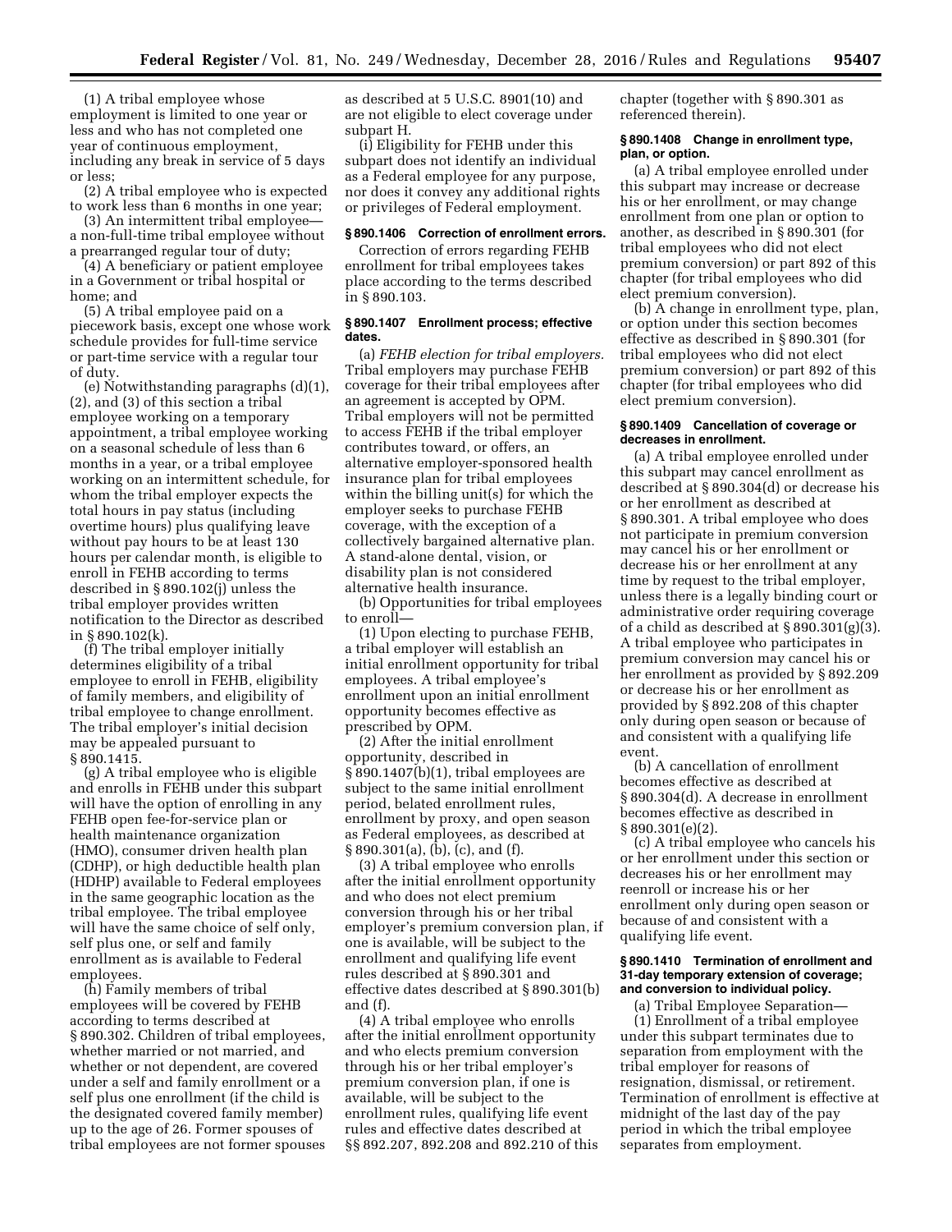(1) A tribal employee whose employment is limited to one year or less and who has not completed one year of continuous employment, including any break in service of 5 days or less;

(2) A tribal employee who is expected to work less than 6 months in one year;

(3) An intermittent tribal employee—a non-full-time tribal employee without a prearranged regular tour of duty;

(4) A beneficiary or patient employee in a Government or tribal hospital or home; and

(5) A tribal employee paid on a piecework basis, except one whose work schedule provides for full-time service or part-time service with a regular tour of duty.

(e) Notwithstanding paragraphs (d)(1), (2), and (3) of this section a tribal employee working on a temporary appointment, a tribal employee working on a seasonal schedule of less than 6 months in a year, or a tribal employee working on an intermittent schedule, for whom the tribal employer expects the total hours in pay status (including overtime hours) plus qualifying leave without pay hours to be at least 130 hours per calendar month, is eligible to enroll in FEHB according to terms described in § 890.102(j) unless the tribal employer provides written notification to the Director as described in § 890.102(k).

(f) The tribal employer initially determines eligibility of a tribal employee to enroll in FEHB, eligibility of family members, and eligibility of tribal employee to change enrollment. The tribal employer's initial decision may be appealed pursuant to § 890.1415.

(g) A tribal employee who is eligible and enrolls in FEHB under this subpart will have the option of enrolling in any FEHB open fee-for-service plan or health maintenance organization (HMO), consumer driven health plan (CDHP), or high deductible health plan (HDHP) available to Federal employees in the same geographic location as the tribal employee. The tribal employee will have the same choice of self only, self plus one, or self and family enrollment as is available to Federal employees.

(h) Family members of tribal employees will be covered by FEHB according to terms described at § 890.302. Children of tribal employees, whether married or not married, and whether or not dependent, are covered under a self and family enrollment or a self plus one enrollment (if the child is the designated covered family member) up to the age of 26. Former spouses of tribal employees are not former spouses as described at 5 U.S.C. 8901(10) and are not eligible to elect coverage under subpart H.

(i) Eligibility for FEHB under this subpart does not identify an individual as a Federal employee for any purpose, nor does it convey any additional rights or privileges of Federal employment.

### § 890.1406 Correction of enrollment errors.

Correction of errors regarding FEHB enrollment for tribal employees takes place according to the terms described in § 890.103.

### § 890.1407 Enrollment process; effective dates.

(a) *FEHB election for tribal employers.* Tribal employers may purchase FEHB coverage for their tribal employees after an agreement is accepted by OPM. Tribal employers will not be permitted to access FEHB if the tribal employer contributes toward, or offers, an alternative employer-sponsored health insurance plan for tribal employees within the billing unit(s) for which the employer seeks to purchase FEHB coverage, with the exception of a collectively bargained alternative plan. A stand-alone dental, vision, or disability plan is not considered alternative health insurance.

(b) Opportunities for tribal employees to enroll—

(1) Upon electing to purchase FEHB, a tribal employer will establish an initial enrollment opportunity for tribal employees. A tribal employee's enrollment upon an initial enrollment opportunity becomes effective as prescribed by OPM.

(2) After the initial enrollment opportunity, described in § 890.1407(b)(1), tribal employees are subject to the same initial enrollment period, belated enrollment rules, enrollment by proxy, and open season as Federal employees, as described at § 890.301(a), (b), (c), and (f).

(3) A tribal employee who enrolls after the initial enrollment opportunity and who does not elect premium conversion through his or her tribal employer's premium conversion plan, if one is available, will be subject to the enrollment and qualifying life event rules described at § 890.301 and effective dates described at § 890.301(b) and (f).

(4) A tribal employee who enrolls after the initial enrollment opportunity and who elects premium conversion through his or her tribal employer's premium conversion plan, if one is available, will be subject to the enrollment rules, qualifying life event rules and effective dates described at §§ 892.207, 892.208 and 892.210 of this chapter (together with § 890.301 as referenced therein).

### § 890.1408 Change in enrollment type, plan, or option.

(a) A tribal employee enrolled under this subpart may increase or decrease his or her enrollment, or may change enrollment from one plan or option to another, as described in § 890.301 (for tribal employees who did not elect premium conversion) or part 892 of this chapter (for tribal employees who did elect premium conversion).

(b) A change in enrollment type, plan, or option under this section becomes effective as described in § 890.301 (for tribal employees who did not elect premium conversion) or part 892 of this chapter (for tribal employees who did elect premium conversion).

### § 890.1409 Cancellation of coverage or decreases in enrollment.

(a) A tribal employee enrolled under this subpart may cancel enrollment as described at § 890.304(d) or decrease his or her enrollment as described at § 890.301. A tribal employee who does not participate in premium conversion may cancel his or her enrollment or decrease his or her enrollment at any time by request to the tribal employer, unless there is a legally binding court or administrative order requiring coverage of a child as described at § 890.301(g)(3). A tribal employee who participates in premium conversion may cancel his or her enrollment as provided by § 892.209 or decrease his or her enrollment as provided by § 892.208 of this chapter only during open season or because of and consistent with a qualifying life event.

(b) A cancellation of enrollment becomes effective as described at § 890.304(d). A decrease in enrollment becomes effective as described in § 890.301(e)(2).

(c) A tribal employee who cancels his or her enrollment under this section or decreases his or her enrollment may reenroll or increase his or her enrollment only during open season or because of and consistent with a qualifying life event.

### § 890.1410 Termination of enrollment and 31-day temporary extension of coverage; and conversion to individual policy.

(a) Tribal Employee Separation—

(1) Enrollment of a tribal employee under this subpart terminates due to separation from employment with the tribal employer for reasons of resignation, dismissal, or retirement. Termination of enrollment is effective at midnight of the last day of the pay period in which the tribal employee separates from employment.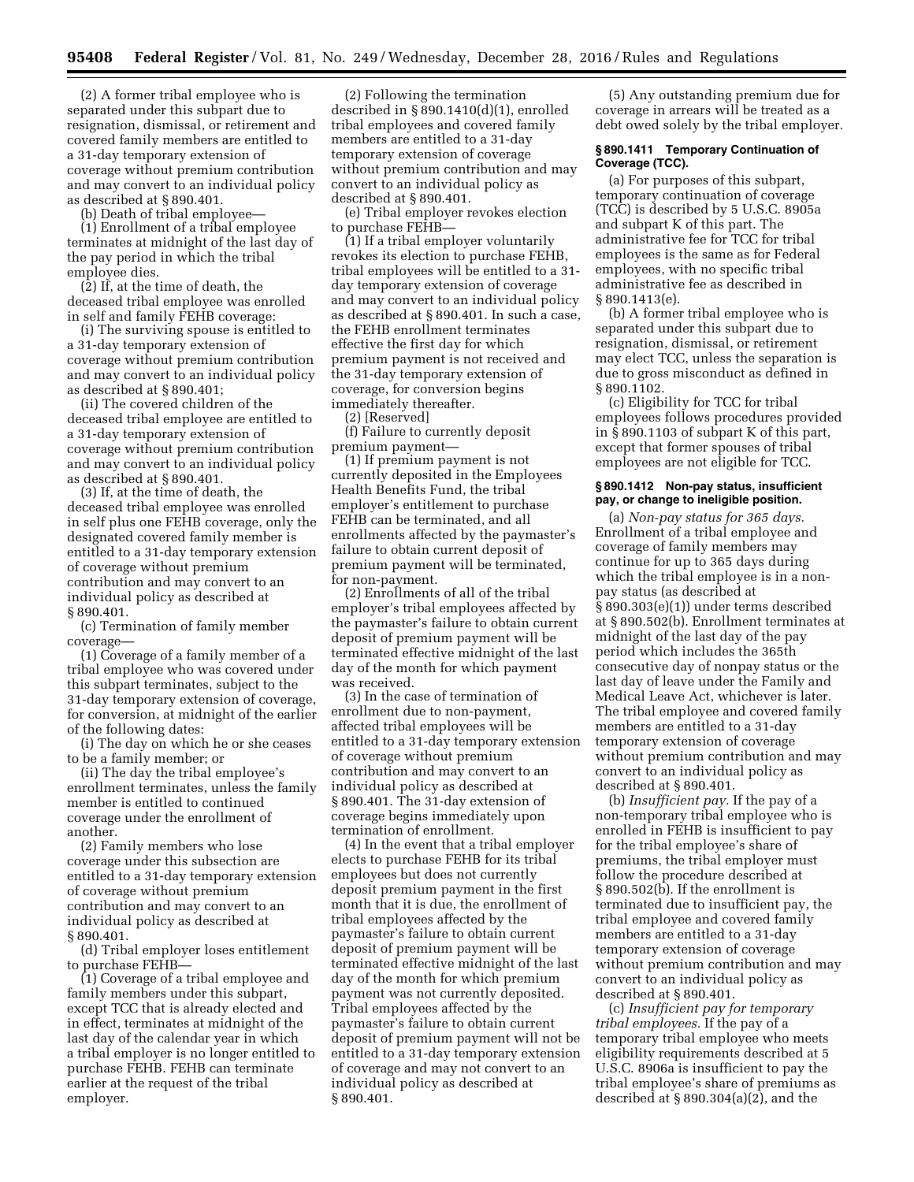(2) A former tribal employee who is separated under this subpart due to resignation, dismissal, or retirement and covered family members are entitled to a 31-day temporary extension of coverage without premium contribution and may convert to an individual policy as described at § 890.401.

(b) Death of tribal employee—

(1) Enrollment of a tribal employee terminates at midnight of the last day of the pay period in which the tribal employee dies.

(2) If, at the time of death, the deceased tribal employee was enrolled in self and family FEHB coverage:

(i) The surviving spouse is entitled to a 31-day temporary extension of coverage without premium contribution and may convert to an individual policy as described at § 890.401;

(ii) The covered children of the deceased tribal employee are entitled to a 31-day temporary extension of coverage without premium contribution and may convert to an individual policy as described at § 890.401.

(3) If, at the time of death, the deceased tribal employee was enrolled in self plus one FEHB coverage, only the designated covered family member is entitled to a 31-day temporary extension of coverage without premium contribution and may convert to an individual policy as described at § 890.401.

(c) Termination of family member coverage—

(1) Coverage of a family member of a tribal employee who was covered under this subpart terminates, subject to the 31-day temporary extension of coverage, for conversion, at midnight of the earlier of the following dates:

(i) The day on which he or she ceases to be a family member; or

(ii) The day the tribal employee's enrollment terminates, unless the family member is entitled to continued coverage under the enrollment of another.

(2) Family members who lose coverage under this subsection are entitled to a 31-day temporary extension of coverage without premium contribution and may convert to an individual policy as described at § 890.401.

(d) Tribal employer loses entitlement to purchase FEHB—

(1) Coverage of a tribal employee and family members under this subpart, except TCC that is already elected and in effect, terminates at midnight of the last day of the calendar year in which a tribal employer is no longer entitled to purchase FEHB. FEHB can terminate earlier at the request of the tribal employer.

(2) Following the termination described in § 890.1410(d)(1), enrolled tribal employees and covered family members are entitled to a 31-day temporary extension of coverage without premium contribution and may convert to an individual policy as described at § 890.401.

(e) Tribal employer revokes election to purchase FEHB—

(1) If a tribal employer voluntarily revokes its election to purchase FEHB, tribal employees will be entitled to a 31-day temporary extension of coverage and may convert to an individual policy as described at § 890.401. In such a case, the FEHB enrollment terminates effective the first day for which premium payment is not received and the 31-day temporary extension of coverage, for conversion begins immediately thereafter.

(2) [Reserved]

(f) Failure to currently deposit premium payment—

(1) If premium payment is not currently deposited in the Employees Health Benefits Fund, the tribal employer's entitlement to purchase FEHB can be terminated, and all enrollments affected by the paymaster's failure to obtain current deposit of premium payment will be terminated, for non-payment.

(2) Enrollments of all of the tribal employer's tribal employees affected by the paymaster's failure to obtain current deposit of premium payment will be terminated effective midnight of the last day of the month for which payment was received.

(3) In the case of termination of enrollment due to non-payment, affected tribal employees will be entitled to a 31-day temporary extension of coverage without premium contribution and may convert to an individual policy as described at § 890.401. The 31-day extension of coverage begins immediately upon termination of enrollment.

(4) In the event that a tribal employer elects to purchase FEHB for its tribal employees but does not currently deposit premium payment in the first month that it is due, the enrollment of tribal employees affected by the paymaster's failure to obtain current deposit of premium payment will be terminated effective midnight of the last day of the month for which premium payment was not currently deposited. Tribal employees affected by the paymaster's failure to obtain current deposit of premium payment will not be entitled to a 31-day temporary extension of coverage and may not convert to an individual policy as described at § 890.401.

(5) Any outstanding premium due for coverage in arrears will be treated as a debt owed solely by the tribal employer.

**§ 890.1411 Temporary Continuation of Coverage (TCC).**

(a) For purposes of this subpart, temporary continuation of coverage (TCC) is described by 5 U.S.C. 8905a and subpart K of this part. The administrative fee for TCC for tribal employees is the same as for Federal employees, with no specific tribal administrative fee as described in § 890.1413(e).

(b) A former tribal employee who is separated under this subpart due to resignation, dismissal, or retirement may elect TCC, unless the separation is due to gross misconduct as defined in § 890.1102.

(c) Eligibility for TCC for tribal employees follows procedures provided in § 890.1103 of subpart K of this part, except that former spouses of tribal employees are not eligible for TCC.

**§ 890.1412 Non-pay status, insufficient pay, or change to ineligible position.**

(a) *Non-pay status for 365 days.* Enrollment of a tribal employee and coverage of family members may continue for up to 365 days during which the tribal employee is in a non-pay status (as described at § 890.303(e)(1)) under terms described at § 890.502(b). Enrollment terminates at midnight of the last day of the pay period which includes the 365th consecutive day of nonpay status or the last day of leave under the Family and Medical Leave Act, whichever is later. The tribal employee and covered family members are entitled to a 31-day temporary extension of coverage without premium contribution and may convert to an individual policy as described at § 890.401.

(b) *Insufficient pay.* If the pay of a non-temporary tribal employee who is enrolled in FEHB is insufficient to pay for the tribal employee's share of premiums, the tribal employer must follow the procedure described at § 890.502(b). If the enrollment is terminated due to insufficient pay, the tribal employee and covered family members are entitled to a 31-day temporary extension of coverage without premium contribution and may convert to an individual policy as described at § 890.401.

(c) *Insufficient pay for temporary tribal employees.* If the pay of a temporary tribal employee who meets eligibility requirements described at 5 U.S.C. 8906a is insufficient to pay the tribal employee's share of premiums as described at § 890.304(a)(2), and the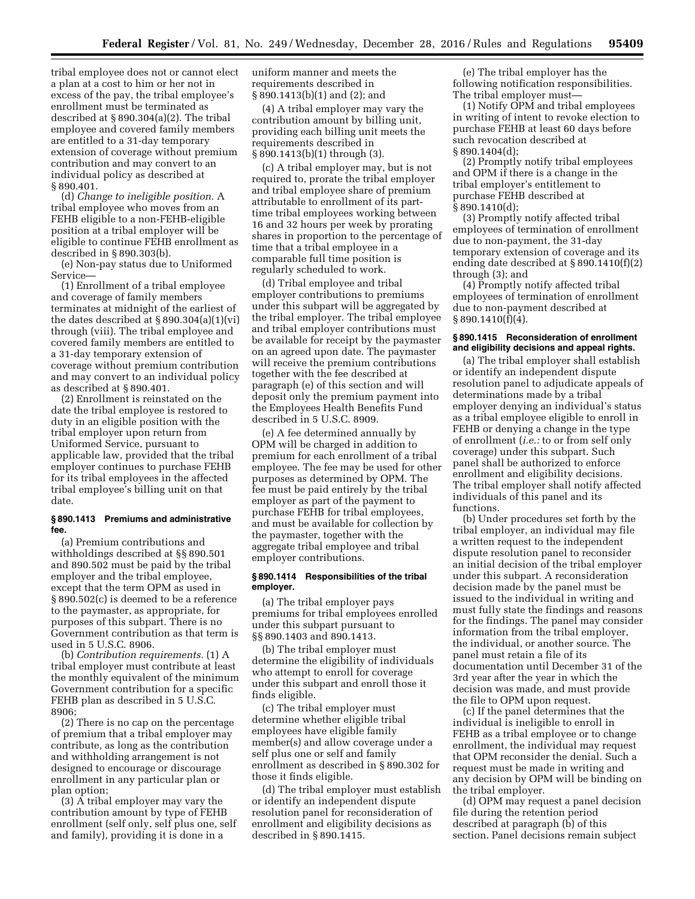tribal employee does not or cannot elect a plan at a cost to him or her not in excess of the pay, the tribal employee's enrollment must be terminated as described at § 890.304(a)(2). The tribal employee and covered family members are entitled to a 31-day temporary extension of coverage without premium contribution and may convert to an individual policy as described at § 890.401.

(d) *Change to ineligible position.* A tribal employee who moves from an FEHB eligible to a non-FEHB-eligible position at a tribal employer will be eligible to continue FEHB enrollment as described in § 890.303(b).

(e) Non-pay status due to Uniformed Service—

(1) Enrollment of a tribal employee and coverage of family members terminates at midnight of the earliest of the dates described at § 890.304(a)(1)(vi) through (viii). The tribal employee and covered family members are entitled to a 31-day temporary extension of coverage without premium contribution and may convert to an individual policy as described at § 890.401.

(2) Enrollment is reinstated on the date the tribal employee is restored to duty in an eligible position with the tribal employer upon return from Uniformed Service, pursuant to applicable law, provided that the tribal employer continues to purchase FEHB for its tribal employees in the affected tribal employee's billing unit on that date.

#### § 890.1413 Premiums and administrative fee.

(a) Premium contributions and withholdings described at §§ 890.501 and 890.502 must be paid by the tribal employer and the tribal employee, except that the term OPM as used in § 890.502(c) is deemed to be a reference to the paymaster, as appropriate, for purposes of this subpart. There is no Government contribution as that term is used in 5 U.S.C. 8906.

(b) *Contribution requirements.* (1) A tribal employer must contribute at least the monthly equivalent of the minimum Government contribution for a specific FEHB plan as described in 5 U.S.C. 8906;

(2) There is no cap on the percentage of premium that a tribal employer may contribute, as long as the contribution and withholding arrangement is not designed to encourage or discourage enrollment in any particular plan or plan option;

(3) A tribal employer may vary the contribution amount by type of FEHB enrollment (self only, self plus one, self and family), providing it is done in a uniform manner and meets the requirements described in § 890.1413(b)(1) and (2); and

(4) A tribal employer may vary the contribution amount by billing unit, providing each billing unit meets the requirements described in § 890.1413(b)(1) through (3).

(c) A tribal employer may, but is not required to, prorate the tribal employer and tribal employee share of premium attributable to enrollment of its part-time tribal employees working between 16 and 32 hours per week by prorating shares in proportion to the percentage of time that a tribal employee in a comparable full time position is regularly scheduled to work.

(d) Tribal employee and tribal employer contributions to premiums under this subpart will be aggregated by the tribal employer. The tribal employee and tribal employer contributions must be available for receipt by the paymaster on an agreed upon date. The paymaster will receive the premium contributions together with the fee described at paragraph (e) of this section and will deposit only the premium payment into the Employees Health Benefits Fund described in 5 U.S.C. 8909.

(e) A fee determined annually by OPM will be charged in addition to premium for each enrollment of a tribal employee. The fee may be used for other purposes as determined by OPM. The fee must be paid entirely by the tribal employer as part of the payment to purchase FEHB for tribal employees, and must be available for collection by the paymaster, together with the aggregate tribal employee and tribal employer contributions.

#### § 890.1414 Responsibilities of the tribal employer.

(a) The tribal employer pays premiums for tribal employees enrolled under this subpart pursuant to §§ 890.1403 and 890.1413.

(b) The tribal employer must determine the eligibility of individuals who attempt to enroll for coverage under this subpart and enroll those it finds eligible.

(c) The tribal employer must determine whether eligible tribal employees have eligible family member(s) and allow coverage under a self plus one or self and family enrollment as described in § 890.302 for those it finds eligible.

(d) The tribal employer must establish or identify an independent dispute resolution panel for reconsideration of enrollment and eligibility decisions as described in § 890.1415.

(e) The tribal employer has the following notification responsibilities. The tribal employer must—

(1) Notify OPM and tribal employees in writing of intent to revoke election to purchase FEHB at least 60 days before such revocation described at § 890.1404(d);

(2) Promptly notify tribal employees and OPM if there is a change in the tribal employer's entitlement to purchase FEHB described at § 890.1410(d);

(3) Promptly notify affected tribal employees of termination of enrollment due to non-payment, the 31-day temporary extension of coverage and its ending date described at § 890.1410(f)(2) through (3); and

(4) Promptly notify affected tribal employees of termination of enrollment due to non-payment described at § 890.1410(f)(4).

#### § 890.1415 Reconsideration of enrollment and eligibility decisions and appeal rights.

(a) The tribal employer shall establish or identify an independent dispute resolution panel to adjudicate appeals of determinations made by a tribal employer denying an individual's status as a tribal employee eligible to enroll in FEHB or denying a change in the type of enrollment (*i.e.:* to or from self only coverage) under this subpart. Such panel shall be authorized to enforce enrollment and eligibility decisions. The tribal employer shall notify affected individuals of this panel and its functions.

(b) Under procedures set forth by the tribal employer, an individual may file a written request to the independent dispute resolution panel to reconsider an initial decision of the tribal employer under this subpart. A reconsideration decision made by the panel must be issued to the individual in writing and must fully state the findings and reasons for the findings. The panel may consider information from the tribal employer, the individual, or another source. The panel must retain a file of its documentation until December 31 of the 3rd year after the year in which the decision was made, and must provide the file to OPM upon request.

(c) If the panel determines that the individual is ineligible to enroll in FEHB as a tribal employee or to change enrollment, the individual may request that OPM reconsider the denial. Such a request must be made in writing and any decision by OPM will be binding on the tribal employer.

(d) OPM may request a panel decision file during the retention period described at paragraph (b) of this section. Panel decisions remain subject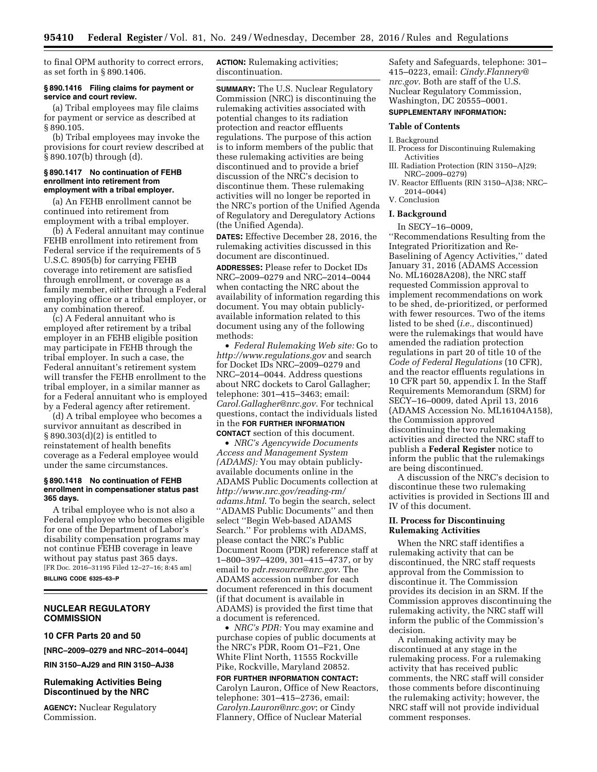to final OPM authority to correct errors, as set forth in § 890.1406.

**§ 890.1416 Filing claims for payment or service and court review.**

(a) Tribal employees may file claims for payment or service as described at § 890.105.

(b) Tribal employees may invoke the provisions for court review described at § 890.107(b) through (d).

**§ 890.1417 No continuation of FEHB enrollment into retirement from employment with a tribal employer.**

(a) An FEHB enrollment cannot be continued into retirement from employment with a tribal employer.

(b) A Federal annuitant may continue FEHB enrollment into retirement from Federal service if the requirements of 5 U.S.C. 8905(b) for carrying FEHB coverage into retirement are satisfied through enrollment, or coverage as a family member, either through a Federal employing office or a tribal employer, or any combination thereof.

(c) A Federal annuitant who is employed after retirement by a tribal employer in an FEHB eligible position may participate in FEHB through the tribal employer. In such a case, the Federal annuitant's retirement system will transfer the FEHB enrollment to the tribal employer, in a similar manner as for a Federal annuitant who is employed by a Federal agency after retirement.

(d) A tribal employee who becomes a survivor annuitant as described in § 890.303(d)(2) is entitled to reinstatement of health benefits coverage as a Federal employee would under the same circumstances.

**§ 890.1418 No continuation of FEHB enrollment in compensationer status past 365 days.**

A tribal employee who is not also a Federal employee who becomes eligible for one of the Department of Labor's disability compensation programs may not continue FEHB coverage in leave without pay status past 365 days.

[FR Doc. 2016–31195 Filed 12–27–16; 8:45 am]

**BILLING CODE 6325–63–P**

## NUCLEAR REGULATORY COMMISSION

### 10 CFR Parts 20 and 50

**[NRC–2009–0279 and NRC–2014–0044]**

**RIN 3150–AJ29 and RIN 3150–AJ38**

### Rulemaking Activities Being Discontinued by the NRC

**AGENCY:** Nuclear Regulatory Commission.

**ACTION:** Rulemaking activities; discontinuation.

**SUMMARY:** The U.S. Nuclear Regulatory Commission (NRC) is discontinuing the rulemaking activities associated with potential changes to its radiation protection and reactor effluents regulations. The purpose of this action is to inform members of the public that these rulemaking activities are being discontinued and to provide a brief discussion of the NRC's decision to discontinue them. These rulemaking activities will no longer be reported in the NRC's portion of the Unified Agenda of Regulatory and Deregulatory Actions (the Unified Agenda).

**DATES:** Effective December 28, 2016, the rulemaking activities discussed in this document are discontinued.

**ADDRESSES:** Please refer to Docket IDs NRC–2009–0279 and NRC–2014–0044 when contacting the NRC about the availability of information regarding this document. You may obtain publicly-available information related to this document using any of the following methods:

- *Federal Rulemaking Web site:* Go to *http://www.regulations.gov* and search for Docket IDs NRC–2009–0279 and NRC–2014–0044. Address questions about NRC dockets to Carol Gallagher; telephone: 301–415–3463; email: *Carol.Gallagher@nrc.gov*. For technical questions, contact the individuals listed in the **FOR FURTHER INFORMATION CONTACT** section of this document.
- *NRC's Agencywide Documents Access and Management System (ADAMS):* You may obtain publicly-available documents online in the ADAMS Public Documents collection at *http://www.nrc.gov/reading-rm/adams.html*. To begin the search, select ''ADAMS Public Documents'' and then select ''Begin Web-based ADAMS Search.'' For problems with ADAMS, please contact the NRC's Public Document Room (PDR) reference staff at 1–800–397–4209, 301–415–4737, or by email to *pdr.resource@nrc.gov*. The ADAMS accession number for each document referenced in this document (if that document is available in ADAMS) is provided the first time that a document is referenced.
- *NRC's PDR:* You may examine and purchase copies of public documents at the NRC's PDR, Room O1–F21, One White Flint North, 11555 Rockville Pike, Rockville, Maryland 20852.

**FOR FURTHER INFORMATION CONTACT:** Carolyn Lauron, Office of New Reactors, telephone: 301–415–2736, email: *Carolyn.Lauron@nrc.gov*; or Cindy Flannery, Office of Nuclear Material Safety and Safeguards, telephone: 301–415–0223, email: *Cindy.Flannery@nrc.gov*. Both are staff of the U.S. Nuclear Regulatory Commission, Washington, DC 20555–0001.

**SUPPLEMENTARY INFORMATION:**

#### Table of Contents

I. Background
II. Process for Discontinuing Rulemaking Activities
III. Radiation Protection (RIN 3150–AJ29; NRC–2009–0279)
IV. Reactor Effluents (RIN 3150–AJ38; NRC–2014–0044)
V. Conclusion

#### I. Background

In SECY–16–0009, ''Recommendations Resulting from the Integrated Prioritization and Re-Baselining of Agency Activities,'' dated January 31, 2016 (ADAMS Accession No. ML16028A208), the NRC staff requested Commission approval to implement recommendations on work to be shed, de-prioritized, or performed with fewer resources. Two of the items listed to be shed (*i.e.,* discontinued) were the rulemakings that would have amended the radiation protection regulations in part 20 of title 10 of the *Code of Federal Regulations* (10 CFR), and the reactor effluents regulations in 10 CFR part 50, appendix I. In the Staff Requirements Memorandum (SRM) for SECY–16–0009, dated April 13, 2016 (ADAMS Accession No. ML16104A158), the Commission approved discontinuing the two rulemaking activities and directed the NRC staff to publish a **Federal Register** notice to inform the public that the rulemakings are being discontinued.

A discussion of the NRC's decision to discontinue these two rulemaking activities is provided in Sections III and IV of this document.

#### II. Process for Discontinuing Rulemaking Activities

When the NRC staff identifies a rulemaking activity that can be discontinued, the NRC staff requests approval from the Commission to discontinue it. The Commission provides its decision in an SRM. If the Commission approves discontinuing the rulemaking activity, the NRC staff will inform the public of the Commission's decision.

A rulemaking activity may be discontinued at any stage in the rulemaking process. For a rulemaking activity that has received public comments, the NRC staff will consider those comments before discontinuing the rulemaking activity; however, the NRC staff will not provide individual comment responses.